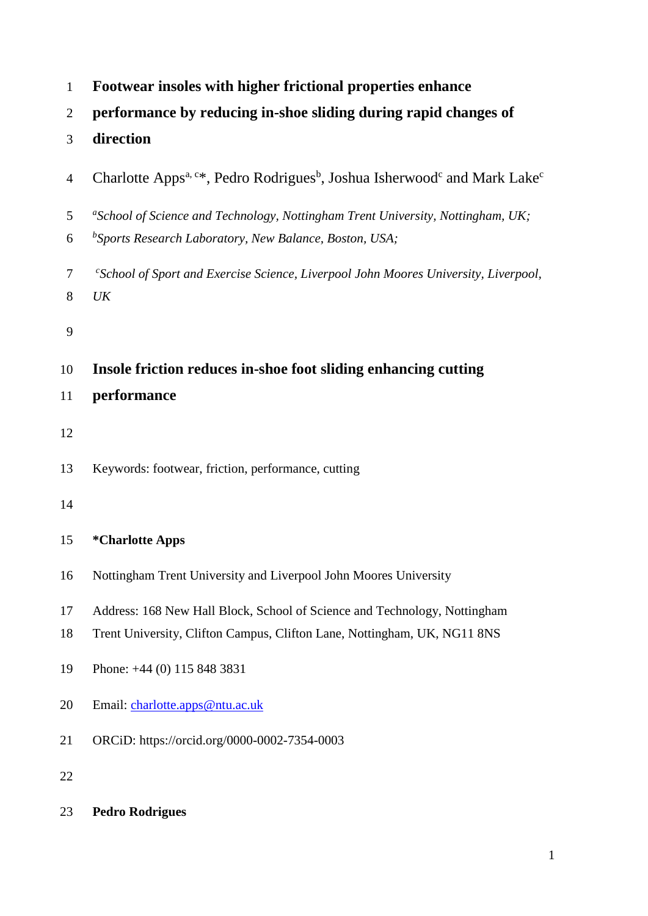# Footwear insoles with higher frictional properties enhance performance by reducing in-shoe sliding during rapid changes of direction

Charlotte Apps[a, c]*, Pedro Rodrigues[b], Joshua Isherwood[c] and Mark Lake[c]

[a]*School of Science and Technology, Nottingham Trent University, Nottingham, UK;*

[b]*Sports Research Laboratory, New Balance, Boston, USA;*

[c]*School of Sport and Exercise Science, Liverpool John Moores University, Liverpool, UK*

## Insole friction reduces in-shoe foot sliding enhancing cutting performance

Keywords: footwear, friction, performance, cutting

**\*Charlotte Apps**

Nottingham Trent University and Liverpool John Moores University

Address: 168 New Hall Block, School of Science and Technology, Nottingham Trent University, Clifton Campus, Clifton Lane, Nottingham, UK, NG11 8NS

Phone: +44 (0) 115 848 3831

Email: charlotte.apps@ntu.ac.uk

ORCiD: https://orcid.org/0000-0002-7354-0003

**Pedro Rodrigues**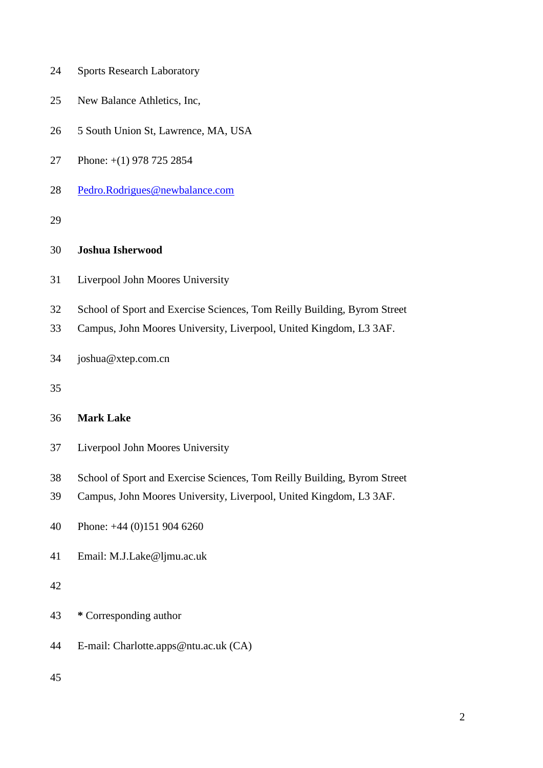Sports Research Laboratory

New Balance Athletics, Inc,

5 South Union St, Lawrence, MA, USA

Phone: +(1) 978 725 2854

Pedro.Rodrigues@newbalance.com

**Joshua Isherwood**

Liverpool John Moores University

School of Sport and Exercise Sciences, Tom Reilly Building, Byrom Street Campus, John Moores University, Liverpool, United Kingdom, L3 3AF.

joshua@xtep.com.cn

**Mark Lake**

Liverpool John Moores University

School of Sport and Exercise Sciences, Tom Reilly Building, Byrom Street Campus, John Moores University, Liverpool, United Kingdom, L3 3AF.

Phone: +44 (0)151 904 6260

Email: M.J.Lake@ljmu.ac.uk

**\*** Corresponding author

E-mail: Charlotte.apps@ntu.ac.uk (CA)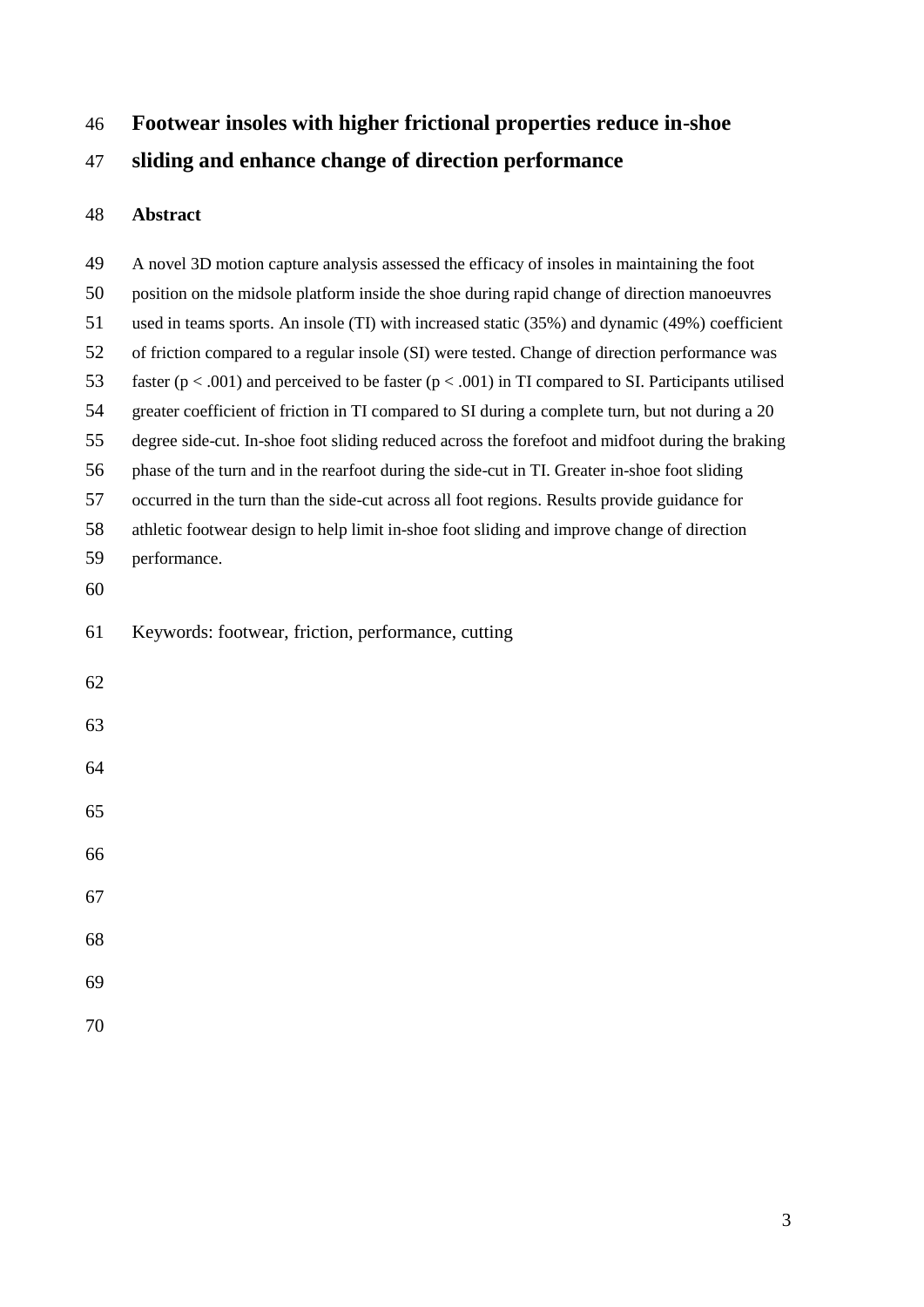# Footwear insoles with higher frictional properties reduce in-shoe sliding and enhance change of direction performance

## Abstract

A novel 3D motion capture analysis assessed the efficacy of insoles in maintaining the foot position on the midsole platform inside the shoe during rapid change of direction manoeuvres used in teams sports. An insole (TI) with increased static (35%) and dynamic (49%) coefficient of friction compared to a regular insole (SI) were tested. Change of direction performance was faster ($p < .001$) and perceived to be faster ($p < .001$) in TI compared to SI. Participants utilised greater coefficient of friction in TI compared to SI during a complete turn, but not during a 20 degree side-cut. In-shoe foot sliding reduced across the forefoot and midfoot during the braking phase of the turn and in the rearfoot during the side-cut in TI. Greater in-shoe foot sliding occurred in the turn than the side-cut across all foot regions. Results provide guidance for athletic footwear design to help limit in-shoe foot sliding and improve change of direction performance.

Keywords: footwear, friction, performance, cutting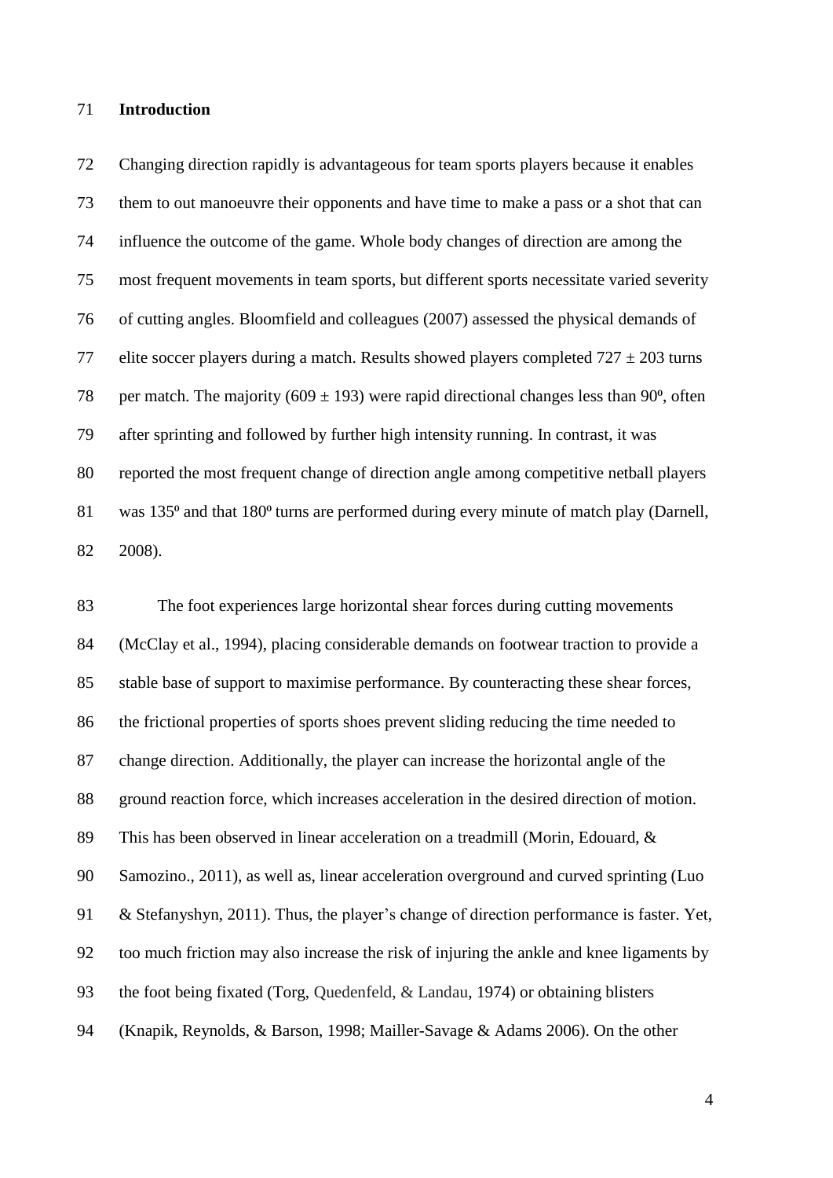## Introduction

Changing direction rapidly is advantageous for team sports players because it enables them to out manoeuvre their opponents and have time to make a pass or a shot that can influence the outcome of the game. Whole body changes of direction are among the most frequent movements in team sports, but different sports necessitate varied severity of cutting angles. Bloomfield and colleagues (2007) assessed the physical demands of elite soccer players during a match. Results showed players completed 727 ± 203 turns per match. The majority (609 ± 193) were rapid directional changes less than 90º, often after sprinting and followed by further high intensity running. In contrast, it was reported the most frequent change of direction angle among competitive netball players was 135º and that 180º turns are performed during every minute of match play (Darnell, 2008).

The foot experiences large horizontal shear forces during cutting movements (McClay et al., 1994), placing considerable demands on footwear traction to provide a stable base of support to maximise performance. By counteracting these shear forces, the frictional properties of sports shoes prevent sliding reducing the time needed to change direction. Additionally, the player can increase the horizontal angle of the ground reaction force, which increases acceleration in the desired direction of motion. This has been observed in linear acceleration on a treadmill (Morin, Edouard, & Samozino., 2011), as well as, linear acceleration overground and curved sprinting (Luo & Stefanyshyn, 2011). Thus, the player's change of direction performance is faster. Yet, too much friction may also increase the risk of injuring the ankle and knee ligaments by the foot being fixated (Torg, Quedenfeld, & Landau, 1974) or obtaining blisters (Knapik, Reynolds, & Barson, 1998; Mailler-Savage & Adams 2006). On the other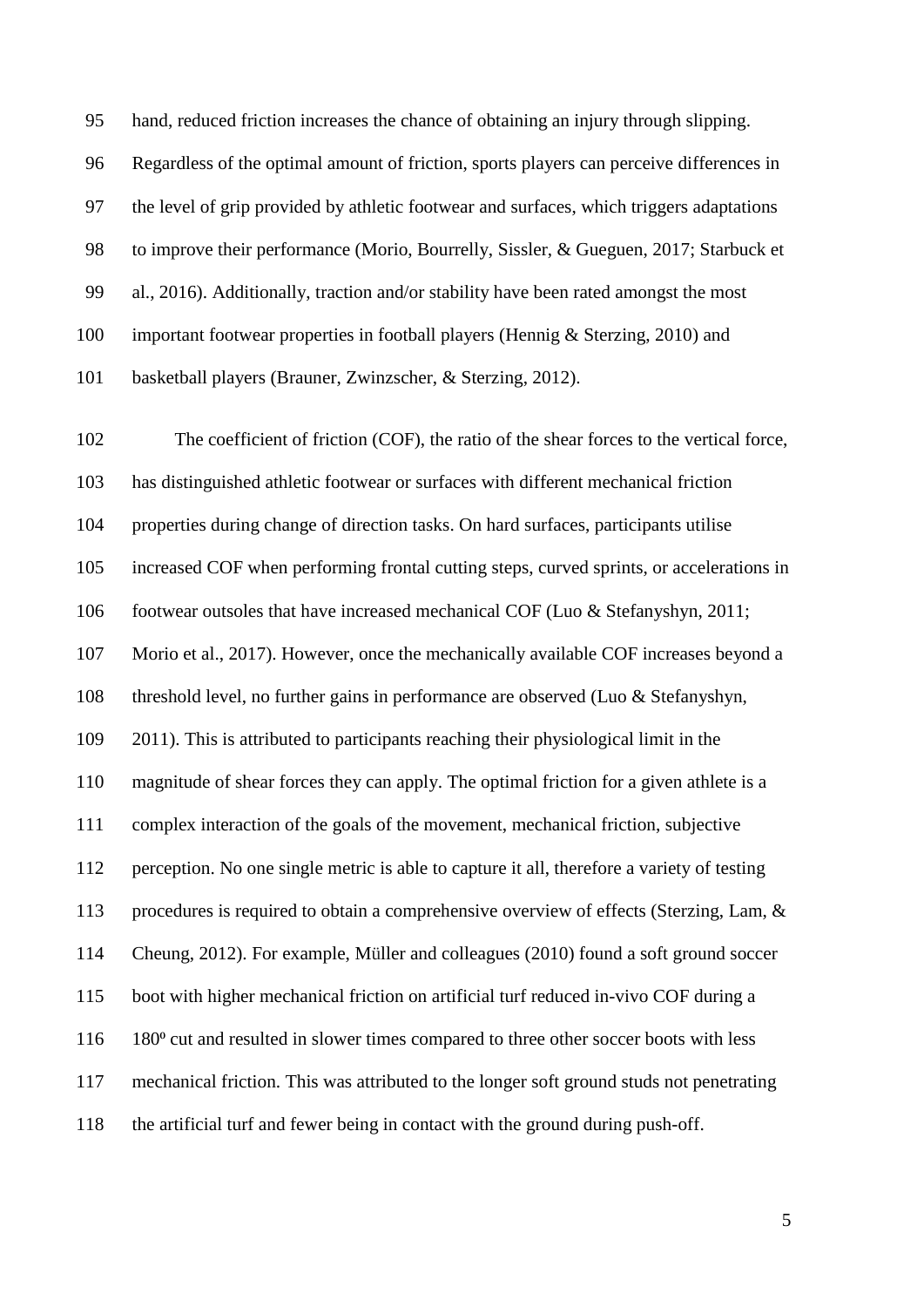hand, reduced friction increases the chance of obtaining an injury through slipping. Regardless of the optimal amount of friction, sports players can perceive differences in the level of grip provided by athletic footwear and surfaces, which triggers adaptations to improve their performance (Morio, Bourrelly, Sissler, & Gueguen, 2017; Starbuck et al., 2016). Additionally, traction and/or stability have been rated amongst the most important footwear properties in football players (Hennig & Sterzing, 2010) and basketball players (Brauner, Zwinzscher, & Sterzing, 2012).

The coefficient of friction (COF), the ratio of the shear forces to the vertical force, has distinguished athletic footwear or surfaces with different mechanical friction properties during change of direction tasks. On hard surfaces, participants utilise increased COF when performing frontal cutting steps, curved sprints, or accelerations in footwear outsoles that have increased mechanical COF (Luo & Stefanyshyn, 2011; Morio et al., 2017). However, once the mechanically available COF increases beyond a threshold level, no further gains in performance are observed (Luo & Stefanyshyn, 2011). This is attributed to participants reaching their physiological limit in the magnitude of shear forces they can apply. The optimal friction for a given athlete is a complex interaction of the goals of the movement, mechanical friction, subjective perception. No one single metric is able to capture it all, therefore a variety of testing procedures is required to obtain a comprehensive overview of effects (Sterzing, Lam, & Cheung, 2012). For example, Müller and colleagues (2010) found a soft ground soccer boot with higher mechanical friction on artificial turf reduced in-vivo COF during a 180º cut and resulted in slower times compared to three other soccer boots with less mechanical friction. This was attributed to the longer soft ground studs not penetrating the artificial turf and fewer being in contact with the ground during push-off.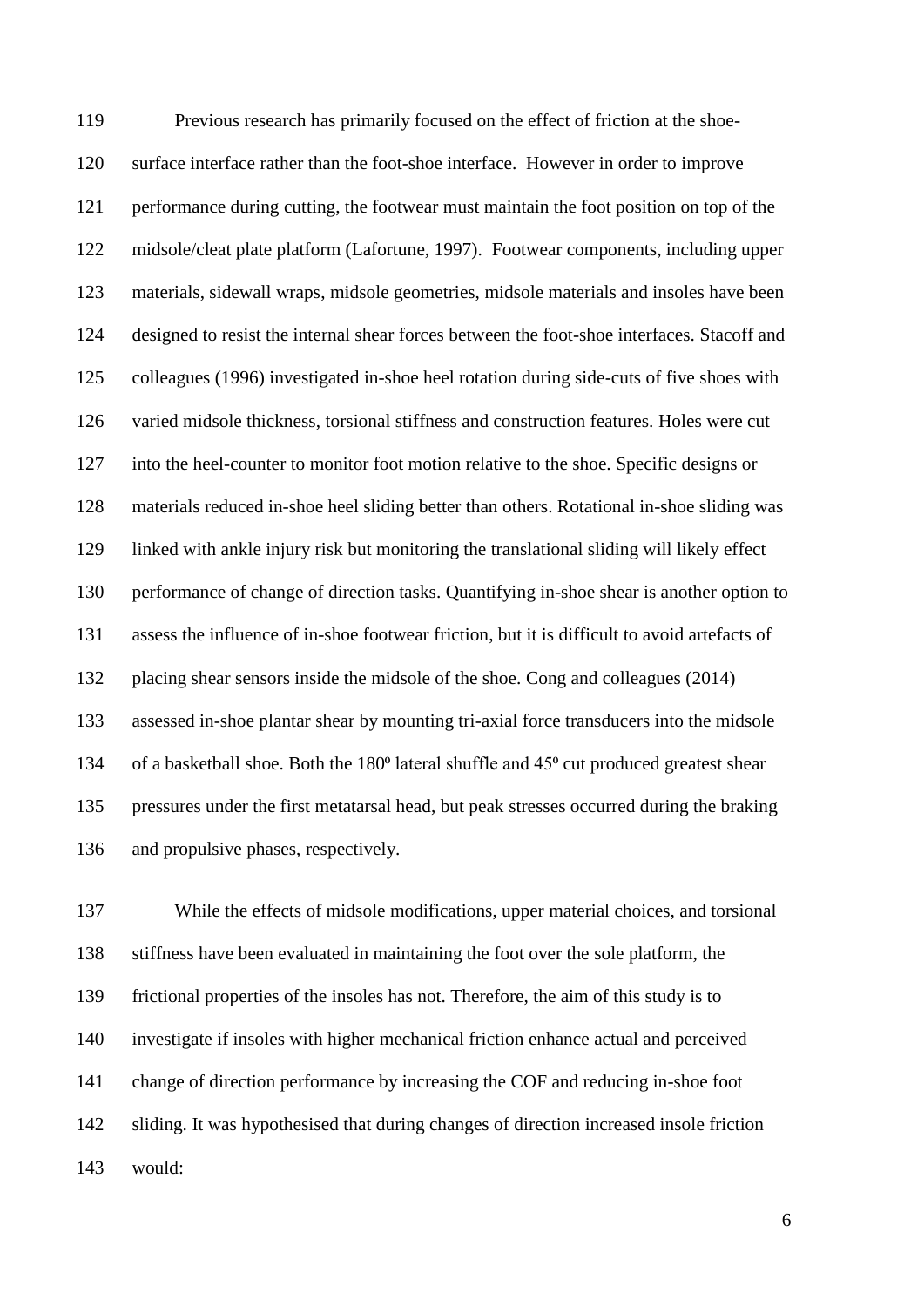Previous research has primarily focused on the effect of friction at the shoe-surface interface rather than the foot-shoe interface. However in order to improve performance during cutting, the footwear must maintain the foot position on top of the midsole/cleat plate platform (Lafortune, 1997). Footwear components, including upper materials, sidewall wraps, midsole geometries, midsole materials and insoles have been designed to resist the internal shear forces between the foot-shoe interfaces. Stacoff and colleagues (1996) investigated in-shoe heel rotation during side-cuts of five shoes with varied midsole thickness, torsional stiffness and construction features. Holes were cut into the heel-counter to monitor foot motion relative to the shoe. Specific designs or materials reduced in-shoe heel sliding better than others. Rotational in-shoe sliding was linked with ankle injury risk but monitoring the translational sliding will likely effect performance of change of direction tasks. Quantifying in-shoe shear is another option to assess the influence of in-shoe footwear friction, but it is difficult to avoid artefacts of placing shear sensors inside the midsole of the shoe. Cong and colleagues (2014) assessed in-shoe plantar shear by mounting tri-axial force transducers into the midsole of a basketball shoe. Both the 180º lateral shuffle and 45º cut produced greatest shear pressures under the first metatarsal head, but peak stresses occurred during the braking and propulsive phases, respectively.

While the effects of midsole modifications, upper material choices, and torsional stiffness have been evaluated in maintaining the foot over the sole platform, the frictional properties of the insoles has not. Therefore, the aim of this study is to investigate if insoles with higher mechanical friction enhance actual and perceived change of direction performance by increasing the COF and reducing in-shoe foot sliding. It was hypothesised that during changes of direction increased insole friction would: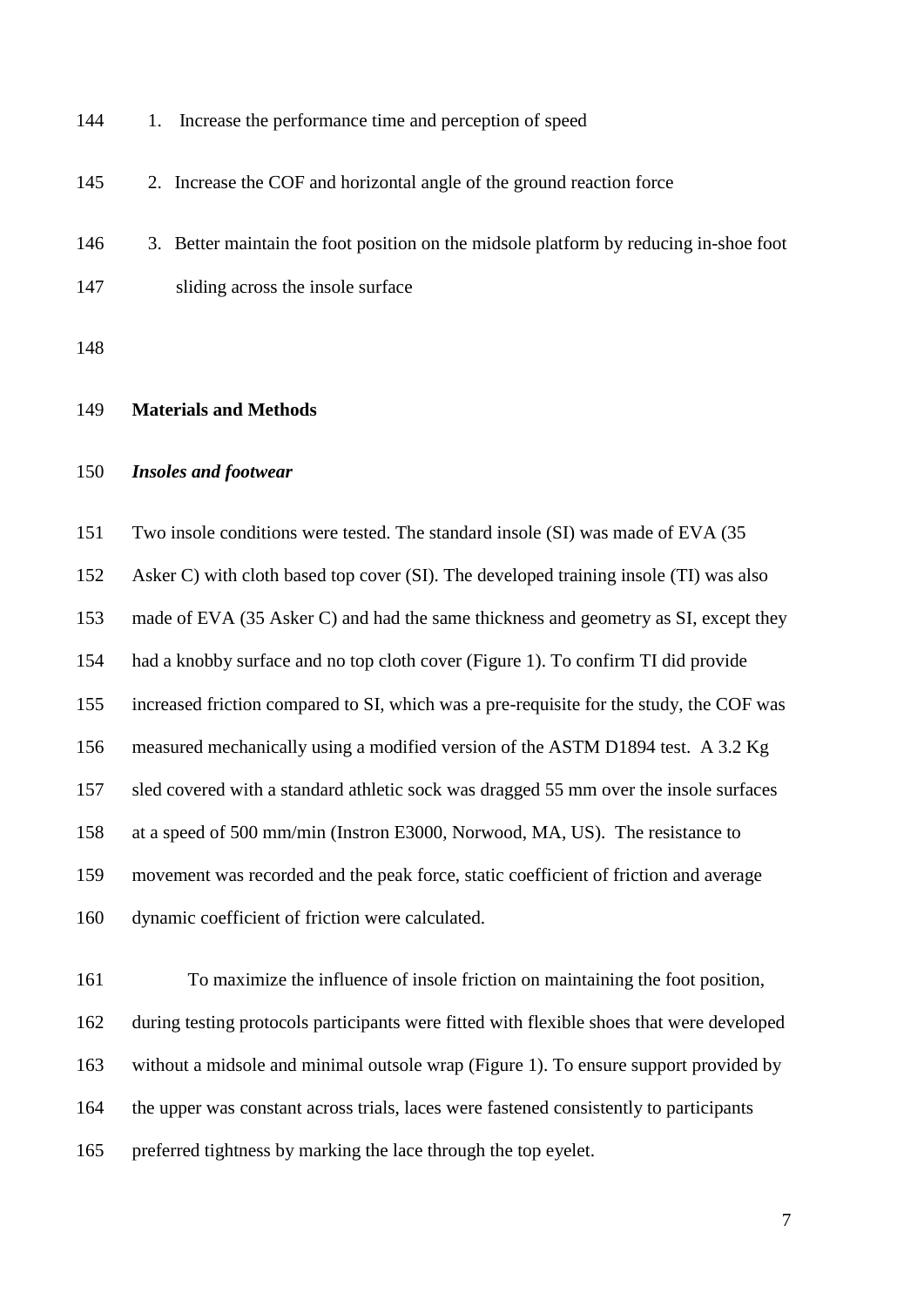1. Increase the performance time and perception of speed
2. Increase the COF and horizontal angle of the ground reaction force
3. Better maintain the foot position on the midsole platform by reducing in-shoe foot sliding across the insole surface

## Materials and Methods

### *Insoles and footwear*

Two insole conditions were tested. The standard insole (SI) was made of EVA (35 Asker C) with cloth based top cover (SI). The developed training insole (TI) was also made of EVA (35 Asker C) and had the same thickness and geometry as SI, except they had a knobby surface and no top cloth cover (Figure 1). To confirm TI did provide increased friction compared to SI, which was a pre-requisite for the study, the COF was measured mechanically using a modified version of the ASTM D1894 test. A 3.2 Kg sled covered with a standard athletic sock was dragged 55 mm over the insole surfaces at a speed of 500 mm/min (Instron E3000, Norwood, MA, US). The resistance to movement was recorded and the peak force, static coefficient of friction and average dynamic coefficient of friction were calculated.

To maximize the influence of insole friction on maintaining the foot position, during testing protocols participants were fitted with flexible shoes that were developed without a midsole and minimal outsole wrap (Figure 1). To ensure support provided by the upper was constant across trials, laces were fastened consistently to participants preferred tightness by marking the lace through the top eyelet.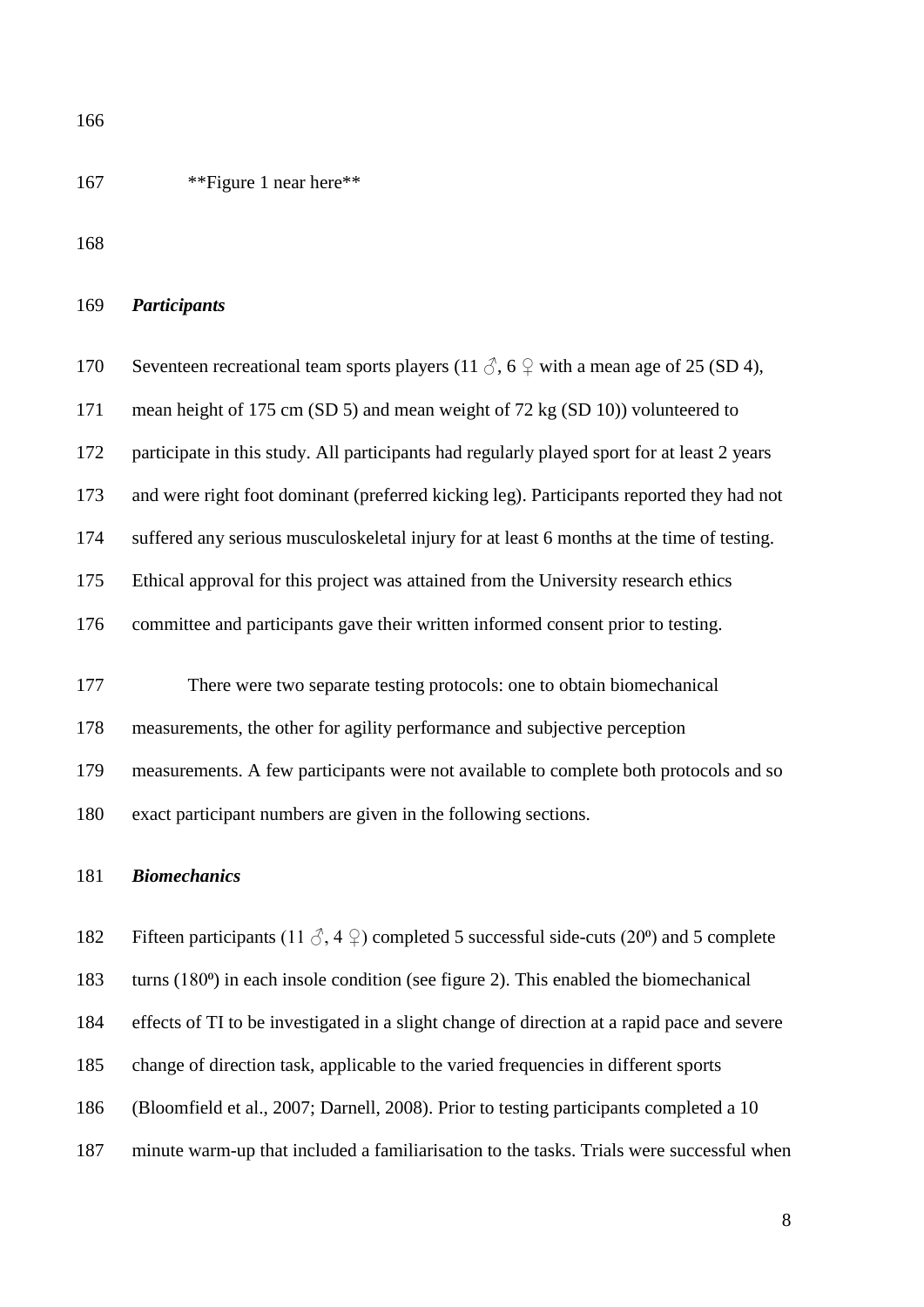**Figure 1 near here**

***Participants***

Seventeen recreational team sports players (11 ♂, 6 ♀ with a mean age of 25 (SD 4), mean height of 175 cm (SD 5) and mean weight of 72 kg (SD 10)) volunteered to participate in this study. All participants had regularly played sport for at least 2 years and were right foot dominant (preferred kicking leg). Participants reported they had not suffered any serious musculoskeletal injury for at least 6 months at the time of testing. Ethical approval for this project was attained from the University research ethics committee and participants gave their written informed consent prior to testing.

There were two separate testing protocols: one to obtain biomechanical measurements, the other for agility performance and subjective perception measurements. A few participants were not available to complete both protocols and so exact participant numbers are given in the following sections.

***Biomechanics***

Fifteen participants (11 ♂, 4 ♀) completed 5 successful side-cuts (20º) and 5 complete turns (180º) in each insole condition (see figure 2). This enabled the biomechanical effects of TI to be investigated in a slight change of direction at a rapid pace and severe change of direction task, applicable to the varied frequencies in different sports (Bloomfield et al., 2007; Darnell, 2008). Prior to testing participants completed a 10 minute warm-up that included a familiarisation to the tasks. Trials were successful when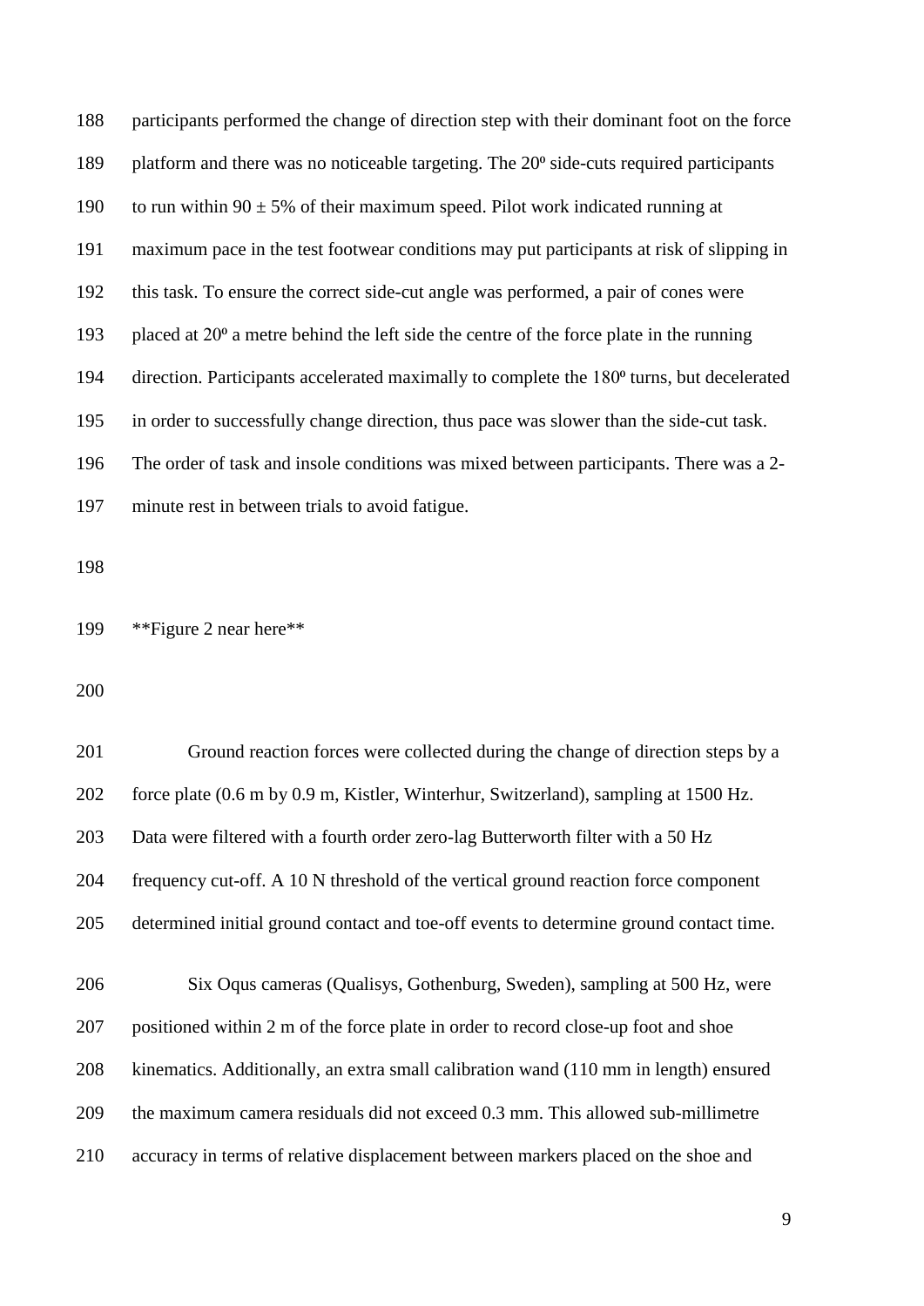participants performed the change of direction step with their dominant foot on the force platform and there was no noticeable targeting. The 20º side-cuts required participants to run within 90 ± 5% of their maximum speed. Pilot work indicated running at maximum pace in the test footwear conditions may put participants at risk of slipping in this task. To ensure the correct side-cut angle was performed, a pair of cones were placed at 20º a metre behind the left side the centre of the force plate in the running direction. Participants accelerated maximally to complete the 180º turns, but decelerated in order to successfully change direction, thus pace was slower than the side-cut task. The order of task and insole conditions was mixed between participants. There was a 2-minute rest in between trials to avoid fatigue.

**Figure 2 near here**

Ground reaction forces were collected during the change of direction steps by a force plate (0.6 m by 0.9 m, Kistler, Winterhur, Switzerland), sampling at 1500 Hz. Data were filtered with a fourth order zero-lag Butterworth filter with a 50 Hz frequency cut-off. A 10 N threshold of the vertical ground reaction force component determined initial ground contact and toe-off events to determine ground contact time.

Six Oqus cameras (Qualisys, Gothenburg, Sweden), sampling at 500 Hz, were positioned within 2 m of the force plate in order to record close-up foot and shoe kinematics. Additionally, an extra small calibration wand (110 mm in length) ensured the maximum camera residuals did not exceed 0.3 mm. This allowed sub-millimetre accuracy in terms of relative displacement between markers placed on the shoe and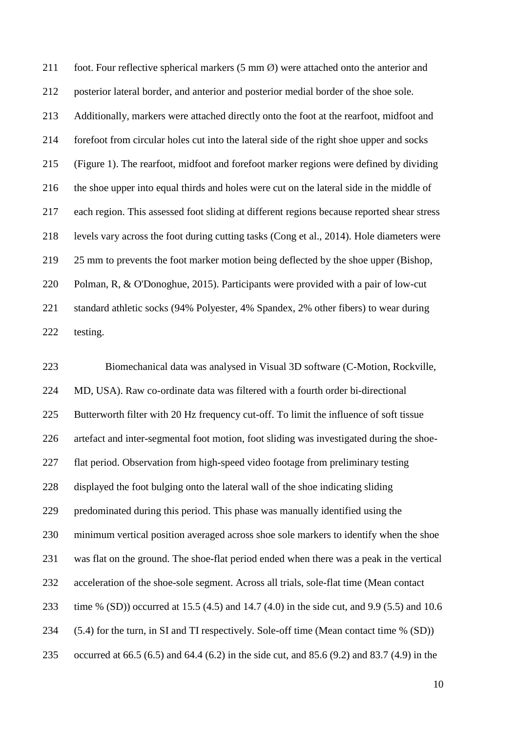foot. Four reflective spherical markers (5 mm Ø) were attached onto the anterior and posterior lateral border, and anterior and posterior medial border of the shoe sole. Additionally, markers were attached directly onto the foot at the rearfoot, midfoot and forefoot from circular holes cut into the lateral side of the right shoe upper and socks (Figure 1). The rearfoot, midfoot and forefoot marker regions were defined by dividing the shoe upper into equal thirds and holes were cut on the lateral side in the middle of each region. This assessed foot sliding at different regions because reported shear stress levels vary across the foot during cutting tasks (Cong et al., 2014). Hole diameters were 25 mm to prevents the foot marker motion being deflected by the shoe upper (Bishop, Polman, R, & O'Donoghue, 2015). Participants were provided with a pair of low-cut standard athletic socks (94% Polyester, 4% Spandex, 2% other fibers) to wear during testing.

Biomechanical data was analysed in Visual 3D software (C-Motion, Rockville, MD, USA). Raw co-ordinate data was filtered with a fourth order bi-directional Butterworth filter with 20 Hz frequency cut-off. To limit the influence of soft tissue artefact and inter-segmental foot motion, foot sliding was investigated during the shoe-flat period. Observation from high-speed video footage from preliminary testing displayed the foot bulging onto the lateral wall of the shoe indicating sliding predominated during this period. This phase was manually identified using the minimum vertical position averaged across shoe sole markers to identify when the shoe was flat on the ground. The shoe-flat period ended when there was a peak in the vertical acceleration of the shoe-sole segment. Across all trials, sole-flat time (Mean contact time % (SD)) occurred at 15.5 (4.5) and 14.7 (4.0) in the side cut, and 9.9 (5.5) and 10.6 (5.4) for the turn, in SI and TI respectively. Sole-off time (Mean contact time % (SD)) occurred at 66.5 (6.5) and 64.4 (6.2) in the side cut, and 85.6 (9.2) and 83.7 (4.9) in the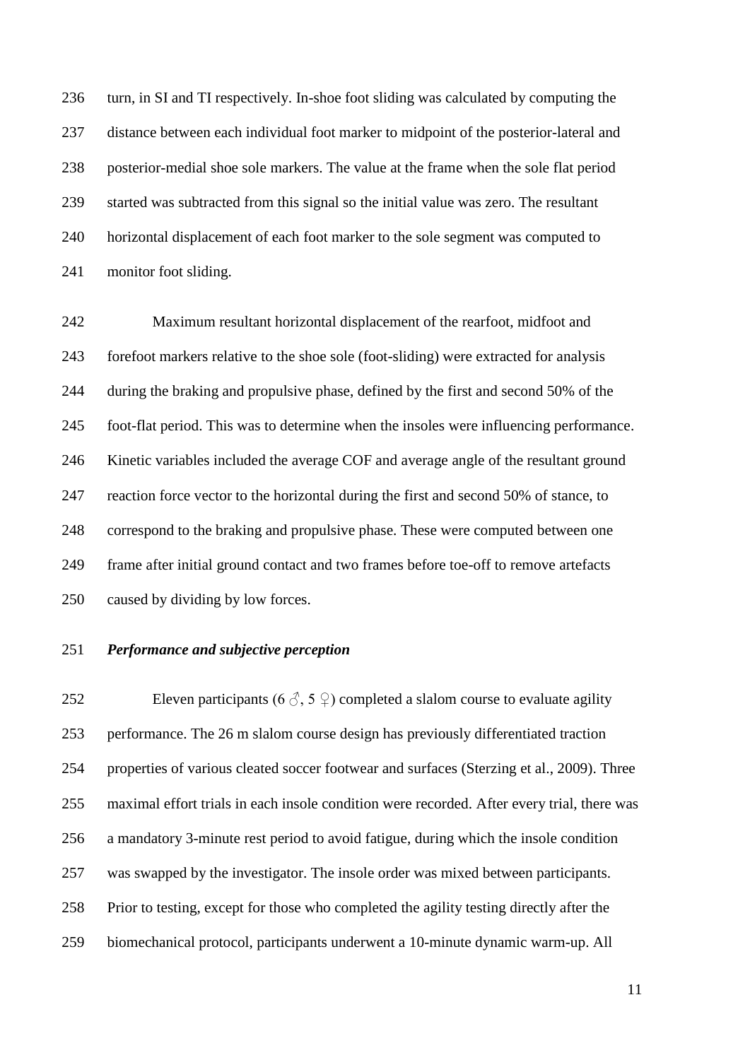turn, in SI and TI respectively. In-shoe foot sliding was calculated by computing the distance between each individual foot marker to midpoint of the posterior-lateral and posterior-medial shoe sole markers. The value at the frame when the sole flat period started was subtracted from this signal so the initial value was zero. The resultant horizontal displacement of each foot marker to the sole segment was computed to monitor foot sliding.

Maximum resultant horizontal displacement of the rearfoot, midfoot and forefoot markers relative to the shoe sole (foot-sliding) were extracted for analysis during the braking and propulsive phase, defined by the first and second 50% of the foot-flat period. This was to determine when the insoles were influencing performance. Kinetic variables included the average COF and average angle of the resultant ground reaction force vector to the horizontal during the first and second 50% of stance, to correspond to the braking and propulsive phase. These were computed between one frame after initial ground contact and two frames before toe-off to remove artefacts caused by dividing by low forces.

***Performance and subjective perception***

Eleven participants (6 ♂, 5 ♀) completed a slalom course to evaluate agility performance. The 26 m slalom course design has previously differentiated traction properties of various cleated soccer footwear and surfaces (Sterzing et al., 2009). Three maximal effort trials in each insole condition were recorded. After every trial, there was a mandatory 3-minute rest period to avoid fatigue, during which the insole condition was swapped by the investigator. The insole order was mixed between participants. Prior to testing, except for those who completed the agility testing directly after the biomechanical protocol, participants underwent a 10-minute dynamic warm-up. All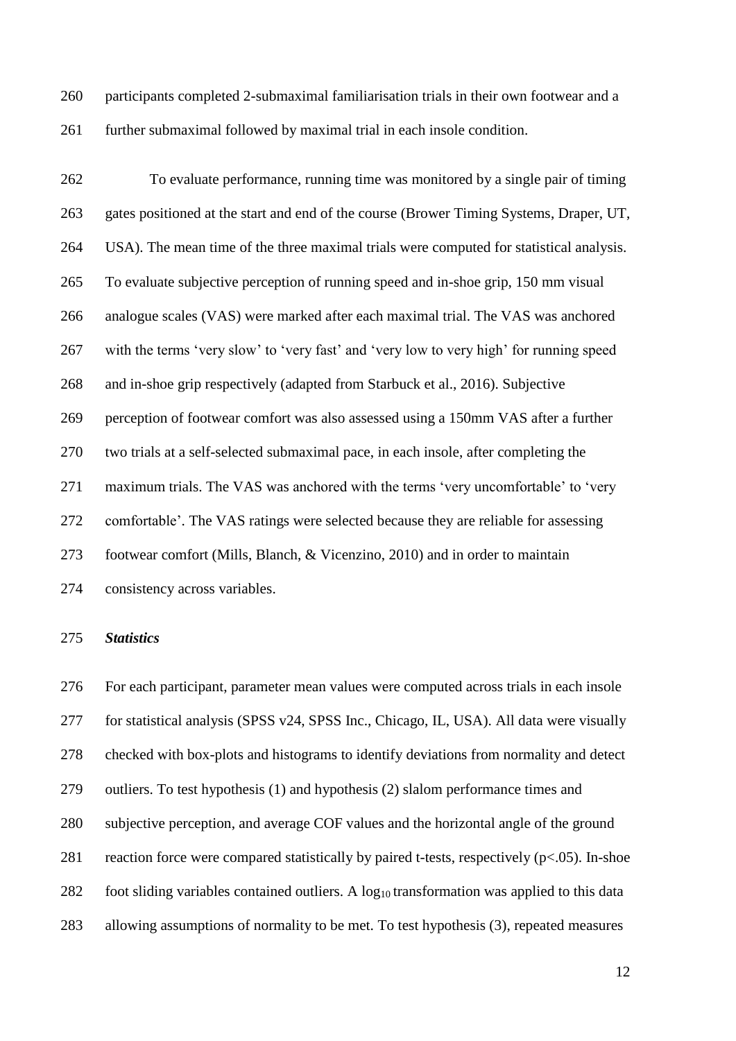participants completed 2-submaximal familiarisation trials in their own footwear and a further submaximal followed by maximal trial in each insole condition.

To evaluate performance, running time was monitored by a single pair of timing gates positioned at the start and end of the course (Brower Timing Systems, Draper, UT, USA). The mean time of the three maximal trials were computed for statistical analysis. To evaluate subjective perception of running speed and in-shoe grip, 150 mm visual analogue scales (VAS) were marked after each maximal trial. The VAS was anchored with the terms 'very slow' to 'very fast' and 'very low to very high' for running speed and in-shoe grip respectively (adapted from Starbuck et al., 2016). Subjective perception of footwear comfort was also assessed using a 150mm VAS after a further two trials at a self-selected submaximal pace, in each insole, after completing the maximum trials. The VAS was anchored with the terms 'very uncomfortable' to 'very comfortable'. The VAS ratings were selected because they are reliable for assessing footwear comfort (Mills, Blanch, & Vicenzino, 2010) and in order to maintain consistency across variables.

***Statistics***

For each participant, parameter mean values were computed across trials in each insole for statistical analysis (SPSS v24, SPSS Inc., Chicago, IL, USA). All data were visually checked with box-plots and histograms to identify deviations from normality and detect outliers. To test hypothesis (1) and hypothesis (2) slalom performance times and subjective perception, and average COF values and the horizontal angle of the ground reaction force were compared statistically by paired t-tests, respectively ($p<.05$). In-shoe foot sliding variables contained outliers. A $\log_{10}$ transformation was applied to this data allowing assumptions of normality to be met. To test hypothesis (3), repeated measures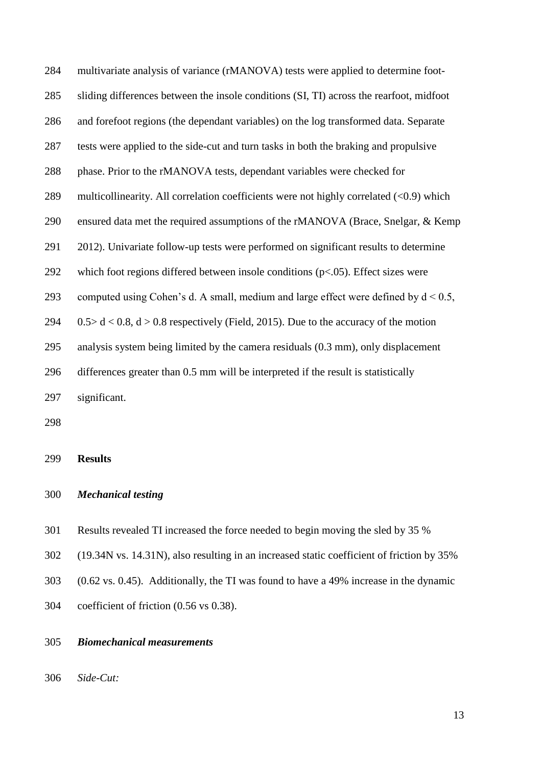multivariate analysis of variance (rMANOVA) tests were applied to determine foot-sliding differences between the insole conditions (SI, TI) across the rearfoot, midfoot and forefoot regions (the dependant variables) on the log transformed data. Separate tests were applied to the side-cut and turn tasks in both the braking and propulsive phase. Prior to the rMANOVA tests, dependant variables were checked for multicollinearity. All correlation coefficients were not highly correlated (<0.9) which ensured data met the required assumptions of the rMANOVA (Brace, Snelgar, & Kemp 2012). Univariate follow-up tests were performed on significant results to determine which foot regions differed between insole conditions ($p<.05$). Effect sizes were computed using Cohen's d. A small, medium and large effect were defined by $d < 0.5$, $0.5 > d < 0.8$, $d > 0.8$ respectively (Field, 2015). Due to the accuracy of the motion analysis system being limited by the camera residuals (0.3 mm), only displacement differences greater than 0.5 mm will be interpreted if the result is statistically significant.

## Results

### *Mechanical testing*

Results revealed TI increased the force needed to begin moving the sled by 35 % (19.34N vs. 14.31N), also resulting in an increased static coefficient of friction by 35% (0.62 vs. 0.45). Additionally, the TI was found to have a 49% increase in the dynamic coefficient of friction (0.56 vs 0.38).

### *Biomechanical measurements*

*Side-Cut:*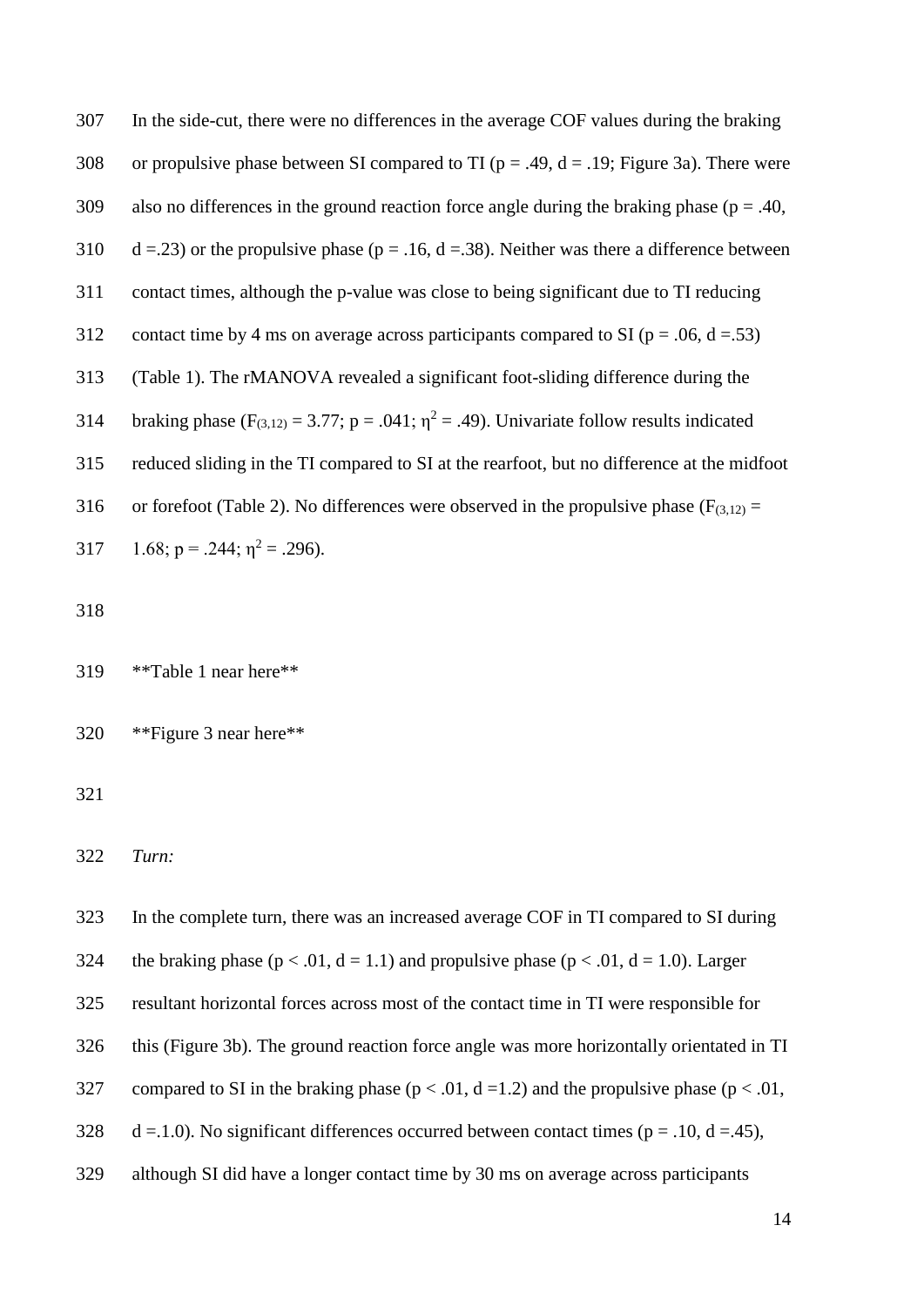In the side-cut, there were no differences in the average COF values during the braking or propulsive phase between SI compared to TI ($p = .49$, $d = .19$; Figure 3a). There were also no differences in the ground reaction force angle during the braking phase ($p = .40$, $d = .23$) or the propulsive phase ($p = .16$, $d = .38$). Neither was there a difference between contact times, although the p-value was close to being significant due to TI reducing contact time by 4 ms on average across participants compared to SI ($p = .06$, $d = .53$) (Table 1). The rMANOVA revealed a significant foot-sliding difference during the braking phase ($F_{(3,12)} = 3.77$; $p = .041$; $\eta^2 = .49$). Univariate follow results indicated reduced sliding in the TI compared to SI at the rearfoot, but no difference at the midfoot or forefoot (Table 2). No differences were observed in the propulsive phase ($F_{(3,12)} = 1.68$; $p = .244$; $\eta^2 = .296$).

**Table 1 near here**

**Figure 3 near here**

*Turn:*

In the complete turn, there was an increased average COF in TI compared to SI during the braking phase ($p < .01$, $d = 1.1$) and propulsive phase ($p < .01$, $d = 1.0$). Larger resultant horizontal forces across most of the contact time in TI were responsible for this (Figure 3b). The ground reaction force angle was more horizontally orientated in TI compared to SI in the braking phase ($p < .01$, $d = 1.2$) and the propulsive phase ($p < .01$, $d = 1.0$). No significant differences occurred between contact times ($p = .10$, $d = .45$), although SI did have a longer contact time by 30 ms on average across participants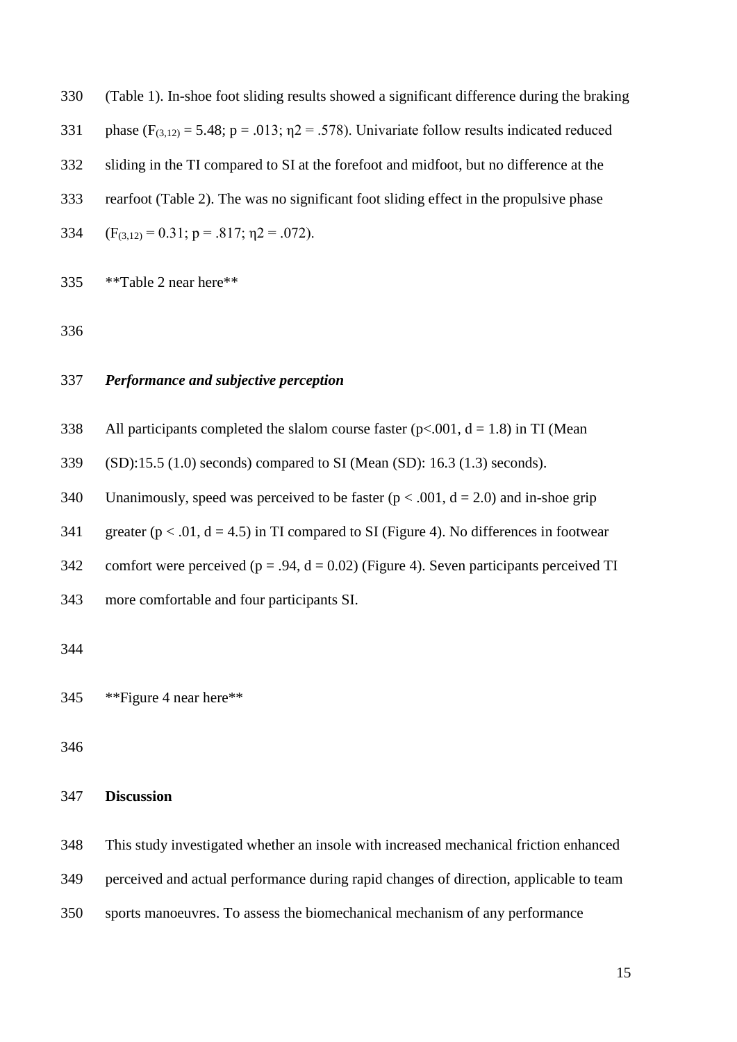(Table 1). In-shoe foot sliding results showed a significant difference during the braking phase ($F_{(3,12)} = 5.48$; $p = .013$; $\eta2 = .578$). Univariate follow results indicated reduced sliding in the TI compared to SI at the forefoot and midfoot, but no difference at the rearfoot (Table 2). The was no significant foot sliding effect in the propulsive phase ($F_{(3,12)} = 0.31$; $p = .817$; $\eta2 = .072$).

**Table 2 near here**

### ***Performance and subjective perception***

All participants completed the slalom course faster ($p<.001$, $d = 1.8$) in TI (Mean (SD):15.5 (1.0) seconds) compared to SI (Mean (SD): 16.3 (1.3) seconds). Unanimously, speed was perceived to be faster ($p < .001$, $d = 2.0$) and in-shoe grip greater ($p < .01$, $d = 4.5$) in TI compared to SI (Figure 4). No differences in footwear comfort were perceived ($p = .94$, $d = 0.02$) (Figure 4). Seven participants perceived TI more comfortable and four participants SI.

**Figure 4 near here**

## **Discussion**

This study investigated whether an insole with increased mechanical friction enhanced perceived and actual performance during rapid changes of direction, applicable to team sports manoeuvres. To assess the biomechanical mechanism of any performance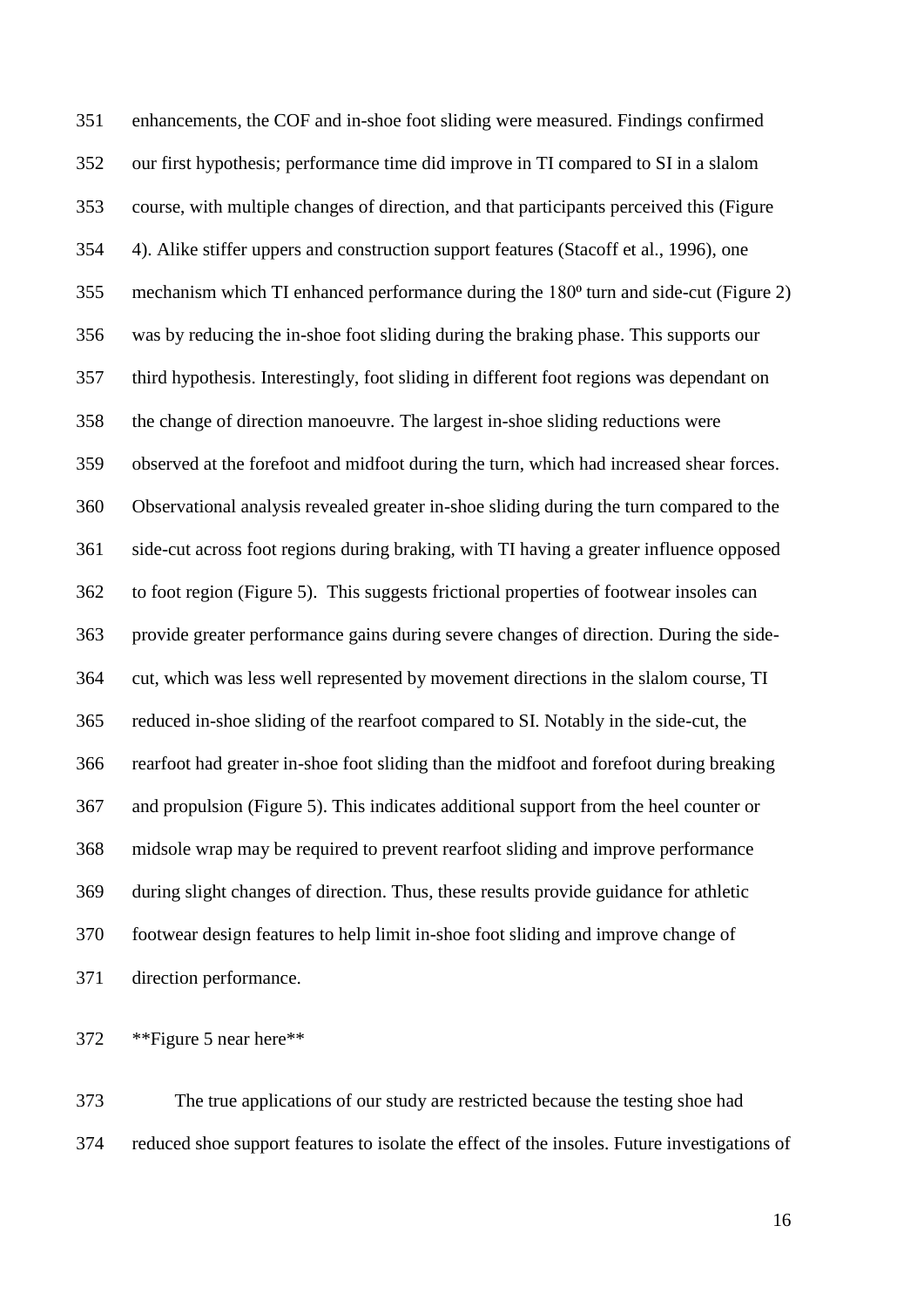enhancements, the COF and in-shoe foot sliding were measured. Findings confirmed our first hypothesis; performance time did improve in TI compared to SI in a slalom course, with multiple changes of direction, and that participants perceived this (Figure 4). Alike stiffer uppers and construction support features (Stacoff et al., 1996), one mechanism which TI enhanced performance during the 180º turn and side-cut (Figure 2) was by reducing the in-shoe foot sliding during the braking phase. This supports our third hypothesis. Interestingly, foot sliding in different foot regions was dependant on the change of direction manoeuvre. The largest in-shoe sliding reductions were observed at the forefoot and midfoot during the turn, which had increased shear forces. Observational analysis revealed greater in-shoe sliding during the turn compared to the side-cut across foot regions during braking, with TI having a greater influence opposed to foot region (Figure 5). This suggests frictional properties of footwear insoles can provide greater performance gains during severe changes of direction. During the side-cut, which was less well represented by movement directions in the slalom course, TI reduced in-shoe sliding of the rearfoot compared to SI. Notably in the side-cut, the rearfoot had greater in-shoe foot sliding than the midfoot and forefoot during breaking and propulsion (Figure 5). This indicates additional support from the heel counter or midsole wrap may be required to prevent rearfoot sliding and improve performance during slight changes of direction. Thus, these results provide guidance for athletic footwear design features to help limit in-shoe foot sliding and improve change of direction performance.

**Figure 5 near here**

The true applications of our study are restricted because the testing shoe had reduced shoe support features to isolate the effect of the insoles. Future investigations of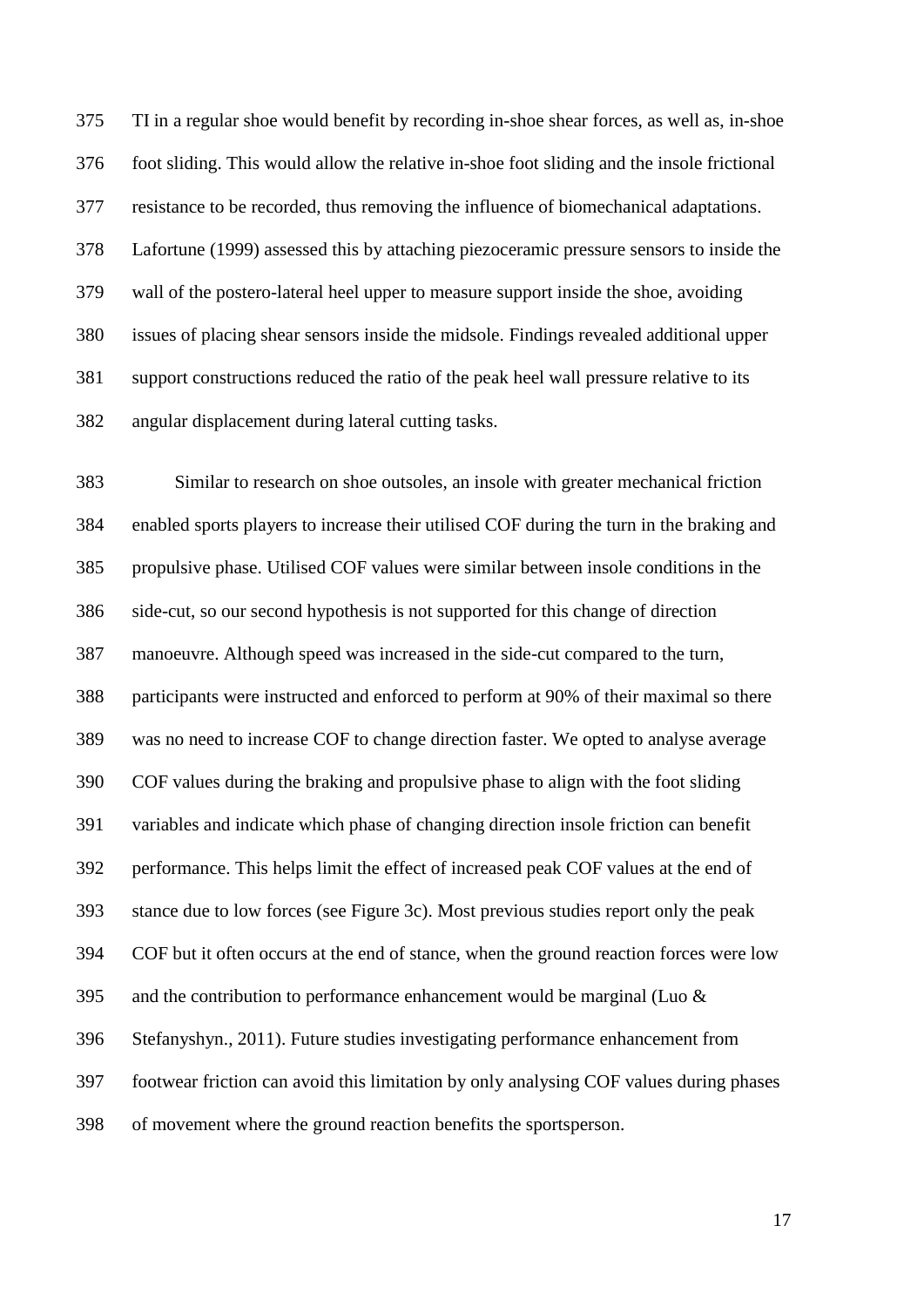TI in a regular shoe would benefit by recording in-shoe shear forces, as well as, in-shoe foot sliding. This would allow the relative in-shoe foot sliding and the insole frictional resistance to be recorded, thus removing the influence of biomechanical adaptations. Lafortune (1999) assessed this by attaching piezoceramic pressure sensors to inside the wall of the postero-lateral heel upper to measure support inside the shoe, avoiding issues of placing shear sensors inside the midsole. Findings revealed additional upper support constructions reduced the ratio of the peak heel wall pressure relative to its angular displacement during lateral cutting tasks.

Similar to research on shoe outsoles, an insole with greater mechanical friction enabled sports players to increase their utilised COF during the turn in the braking and propulsive phase. Utilised COF values were similar between insole conditions in the side-cut, so our second hypothesis is not supported for this change of direction manoeuvre. Although speed was increased in the side-cut compared to the turn, participants were instructed and enforced to perform at 90% of their maximal so there was no need to increase COF to change direction faster. We opted to analyse average COF values during the braking and propulsive phase to align with the foot sliding variables and indicate which phase of changing direction insole friction can benefit performance. This helps limit the effect of increased peak COF values at the end of stance due to low forces (see Figure 3c). Most previous studies report only the peak COF but it often occurs at the end of stance, when the ground reaction forces were low and the contribution to performance enhancement would be marginal (Luo & Stefanyshyn., 2011). Future studies investigating performance enhancement from footwear friction can avoid this limitation by only analysing COF values during phases of movement where the ground reaction benefits the sportsperson.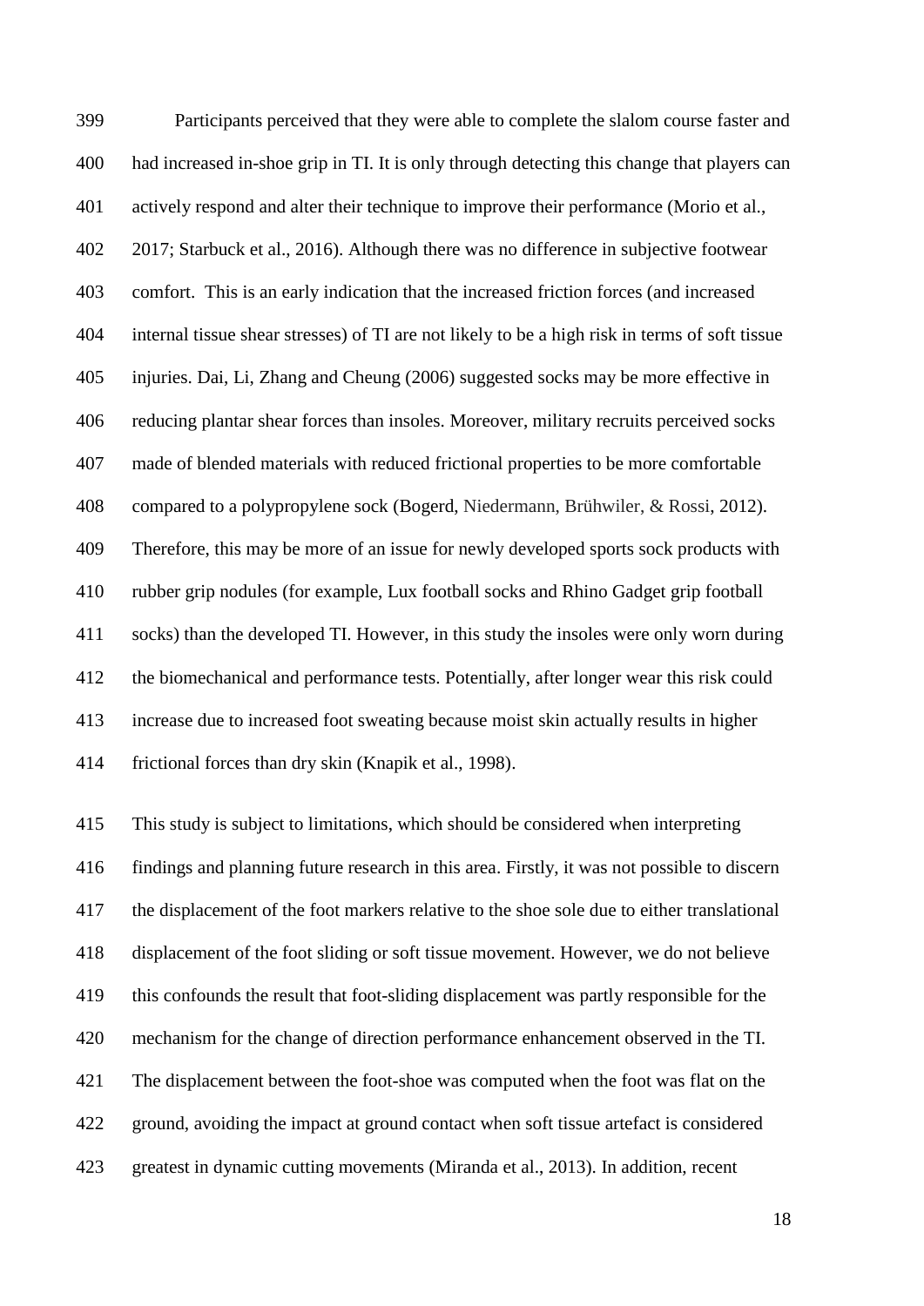Participants perceived that they were able to complete the slalom course faster and had increased in-shoe grip in TI. It is only through detecting this change that players can actively respond and alter their technique to improve their performance (Morio et al., 2017; Starbuck et al., 2016). Although there was no difference in subjective footwear comfort. This is an early indication that the increased friction forces (and increased internal tissue shear stresses) of TI are not likely to be a high risk in terms of soft tissue injuries. Dai, Li, Zhang and Cheung (2006) suggested socks may be more effective in reducing plantar shear forces than insoles. Moreover, military recruits perceived socks made of blended materials with reduced frictional properties to be more comfortable compared to a polypropylene sock (Bogerd, Niedermann, Brühwiler, & Rossi, 2012). Therefore, this may be more of an issue for newly developed sports sock products with rubber grip nodules (for example, Lux football socks and Rhino Gadget grip football socks) than the developed TI. However, in this study the insoles were only worn during the biomechanical and performance tests. Potentially, after longer wear this risk could increase due to increased foot sweating because moist skin actually results in higher frictional forces than dry skin (Knapik et al., 1998).

This study is subject to limitations, which should be considered when interpreting findings and planning future research in this area. Firstly, it was not possible to discern the displacement of the foot markers relative to the shoe sole due to either translational displacement of the foot sliding or soft tissue movement. However, we do not believe this confounds the result that foot-sliding displacement was partly responsible for the mechanism for the change of direction performance enhancement observed in the TI. The displacement between the foot-shoe was computed when the foot was flat on the ground, avoiding the impact at ground contact when soft tissue artefact is considered greatest in dynamic cutting movements (Miranda et al., 2013). In addition, recent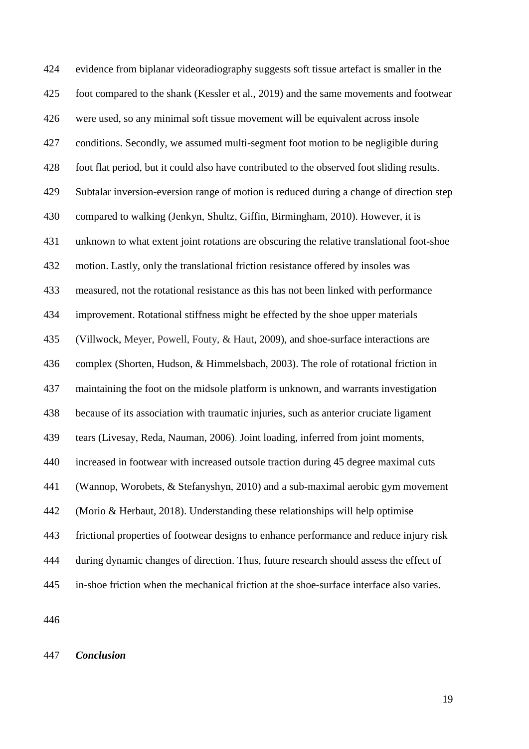evidence from biplanar videoradiography suggests soft tissue artefact is smaller in the foot compared to the shank (Kessler et al., 2019) and the same movements and footwear were used, so any minimal soft tissue movement will be equivalent across insole conditions. Secondly, we assumed multi-segment foot motion to be negligible during foot flat period, but it could also have contributed to the observed foot sliding results. Subtalar inversion-eversion range of motion is reduced during a change of direction step compared to walking (Jenkyn, Shultz, Giffin, Birmingham, 2010). However, it is unknown to what extent joint rotations are obscuring the relative translational foot-shoe motion. Lastly, only the translational friction resistance offered by insoles was measured, not the rotational resistance as this has not been linked with performance improvement. Rotational stiffness might be effected by the shoe upper materials (Villwock, Meyer, Powell, Fouty, & Haut, 2009), and shoe-surface interactions are complex (Shorten, Hudson, & Himmelsbach, 2003). The role of rotational friction in maintaining the foot on the midsole platform is unknown, and warrants investigation because of its association with traumatic injuries, such as anterior cruciate ligament tears (Livesay, Reda, Nauman, 2006). Joint loading, inferred from joint moments, increased in footwear with increased outsole traction during 45 degree maximal cuts (Wannop, Worobets, & Stefanyshyn, 2010) and a sub-maximal aerobic gym movement (Morio & Herbaut, 2018). Understanding these relationships will help optimise frictional properties of footwear designs to enhance performance and reduce injury risk during dynamic changes of direction. Thus, future research should assess the effect of in-shoe friction when the mechanical friction at the shoe-surface interface also varies.

***Conclusion***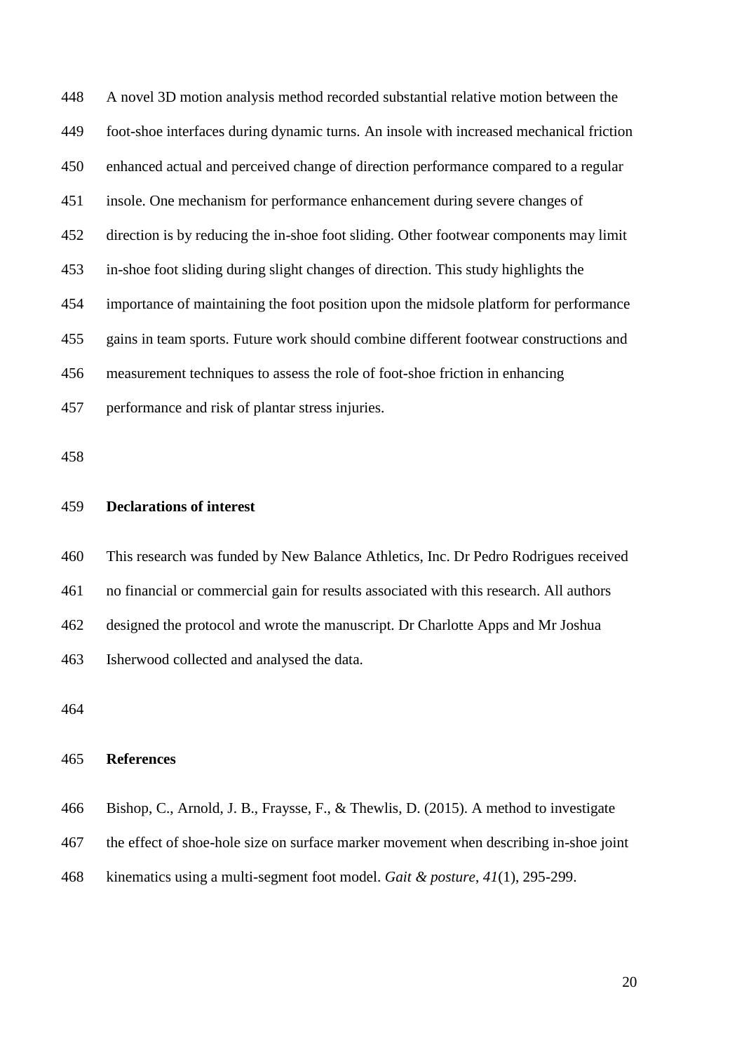A novel 3D motion analysis method recorded substantial relative motion between the foot-shoe interfaces during dynamic turns. An insole with increased mechanical friction enhanced actual and perceived change of direction performance compared to a regular insole. One mechanism for performance enhancement during severe changes of direction is by reducing the in-shoe foot sliding. Other footwear components may limit in-shoe foot sliding during slight changes of direction. This study highlights the importance of maintaining the foot position upon the midsole platform for performance gains in team sports. Future work should combine different footwear constructions and measurement techniques to assess the role of foot-shoe friction in enhancing performance and risk of plantar stress injuries.

## Declarations of interest

This research was funded by New Balance Athletics, Inc. Dr Pedro Rodrigues received no financial or commercial gain for results associated with this research. All authors designed the protocol and wrote the manuscript. Dr Charlotte Apps and Mr Joshua Isherwood collected and analysed the data.

## References

Bishop, C., Arnold, J. B., Fraysse, F., & Thewlis, D. (2015). A method to investigate the effect of shoe-hole size on surface marker movement when describing in-shoe joint kinematics using a multi-segment foot model. *Gait & posture*, *41*(1), 295-299.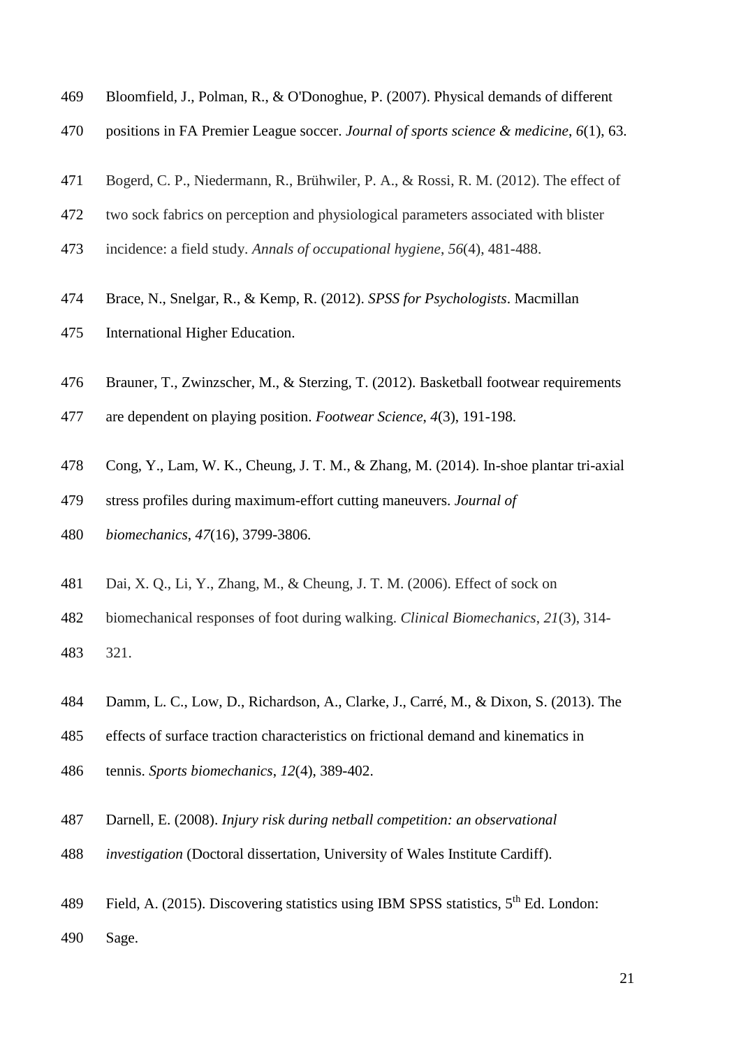Bloomfield, J., Polman, R., & O'Donoghue, P. (2007). Physical demands of different positions in FA Premier League soccer. *Journal of sports science & medicine*, *6*(1), 63.

Bogerd, C. P., Niedermann, R., Brühwiler, P. A., & Rossi, R. M. (2012). The effect of two sock fabrics on perception and physiological parameters associated with blister incidence: a field study. *Annals of occupational hygiene*, *56*(4), 481-488.

Brace, N., Snelgar, R., & Kemp, R. (2012). *SPSS for Psychologists*. Macmillan International Higher Education.

Brauner, T., Zwinzscher, M., & Sterzing, T. (2012). Basketball footwear requirements are dependent on playing position. *Footwear Science*, *4*(3), 191-198.

Cong, Y., Lam, W. K., Cheung, J. T. M., & Zhang, M. (2014). In-shoe plantar tri-axial stress profiles during maximum-effort cutting maneuvers. *Journal of biomechanics*, *47*(16), 3799-3806.

Dai, X. Q., Li, Y., Zhang, M., & Cheung, J. T. M. (2006). Effect of sock on biomechanical responses of foot during walking. *Clinical Biomechanics*, *21*(3), 314-321.

Damm, L. C., Low, D., Richardson, A., Clarke, J., Carré, M., & Dixon, S. (2013). The effects of surface traction characteristics on frictional demand and kinematics in tennis. *Sports biomechanics*, *12*(4), 389-402.

Darnell, E. (2008). *Injury risk during netball competition: an observational investigation* (Doctoral dissertation, University of Wales Institute Cardiff).

Field, A. (2015). Discovering statistics using IBM SPSS statistics, 5th Ed. London: Sage.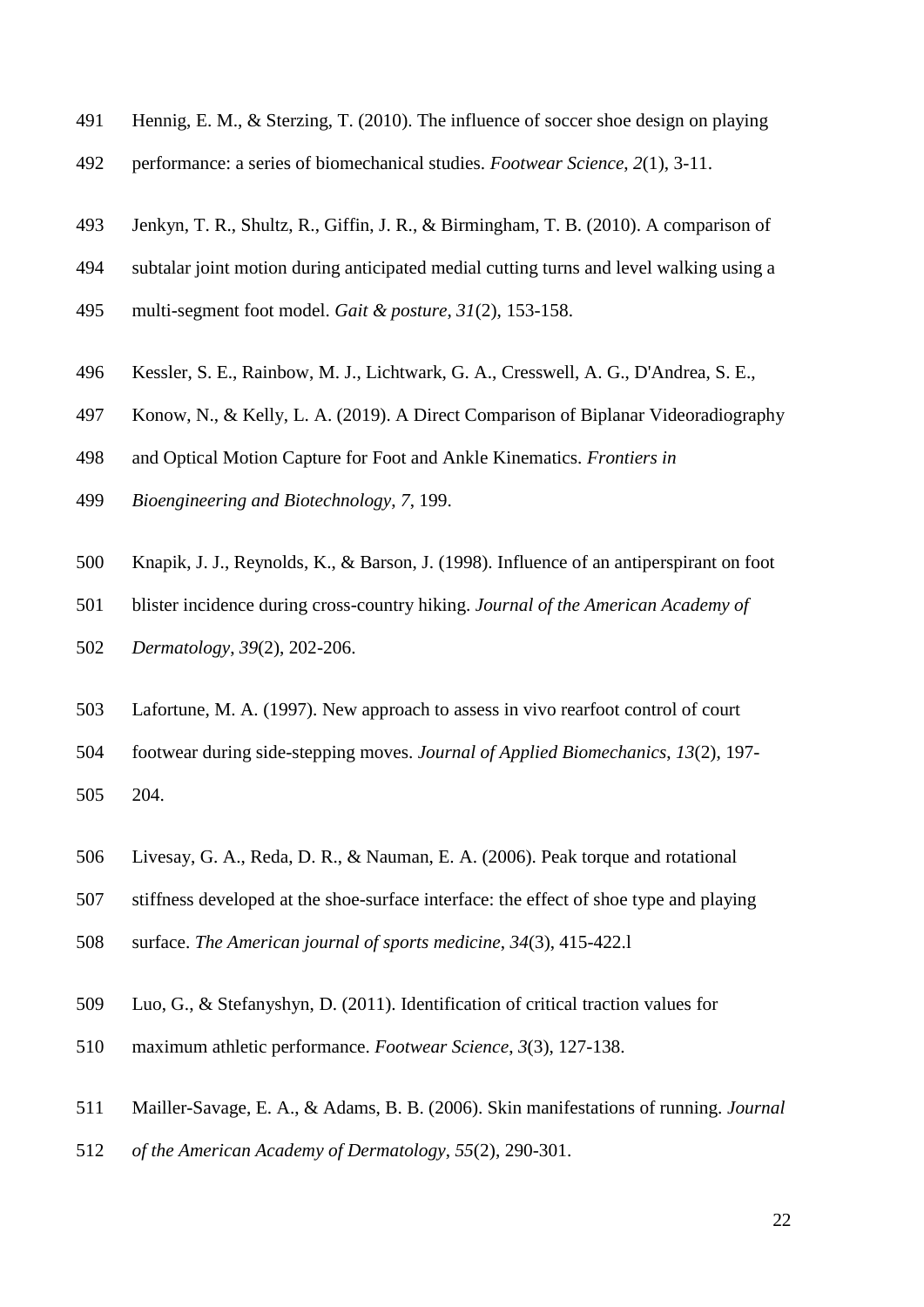Hennig, E. M., & Sterzing, T. (2010). The influence of soccer shoe design on playing performance: a series of biomechanical studies. *Footwear Science*, *2*(1), 3-11.

Jenkyn, T. R., Shultz, R., Giffin, J. R., & Birmingham, T. B. (2010). A comparison of subtalar joint motion during anticipated medial cutting turns and level walking using a multi-segment foot model. *Gait & posture*, *31*(2), 153-158.

Kessler, S. E., Rainbow, M. J., Lichtwark, G. A., Cresswell, A. G., D'Andrea, S. E., Konow, N., & Kelly, L. A. (2019). A Direct Comparison of Biplanar Videoradiography and Optical Motion Capture for Foot and Ankle Kinematics. *Frontiers in Bioengineering and Biotechnology*, *7*, 199.

Knapik, J. J., Reynolds, K., & Barson, J. (1998). Influence of an antiperspirant on foot blister incidence during cross-country hiking. *Journal of the American Academy of Dermatology*, *39*(2), 202-206.

Lafortune, M. A. (1997). New approach to assess in vivo rearfoot control of court footwear during side-stepping moves. *Journal of Applied Biomechanics*, *13*(2), 197-204.

Livesay, G. A., Reda, D. R., & Nauman, E. A. (2006). Peak torque and rotational stiffness developed at the shoe-surface interface: the effect of shoe type and playing surface. *The American journal of sports medicine*, *34*(3), 415-422.l

Luo, G., & Stefanyshyn, D. (2011). Identification of critical traction values for maximum athletic performance. *Footwear Science*, *3*(3), 127-138.

Mailler-Savage, E. A., & Adams, B. B. (2006). Skin manifestations of running. *Journal of the American Academy of Dermatology*, *55*(2), 290-301.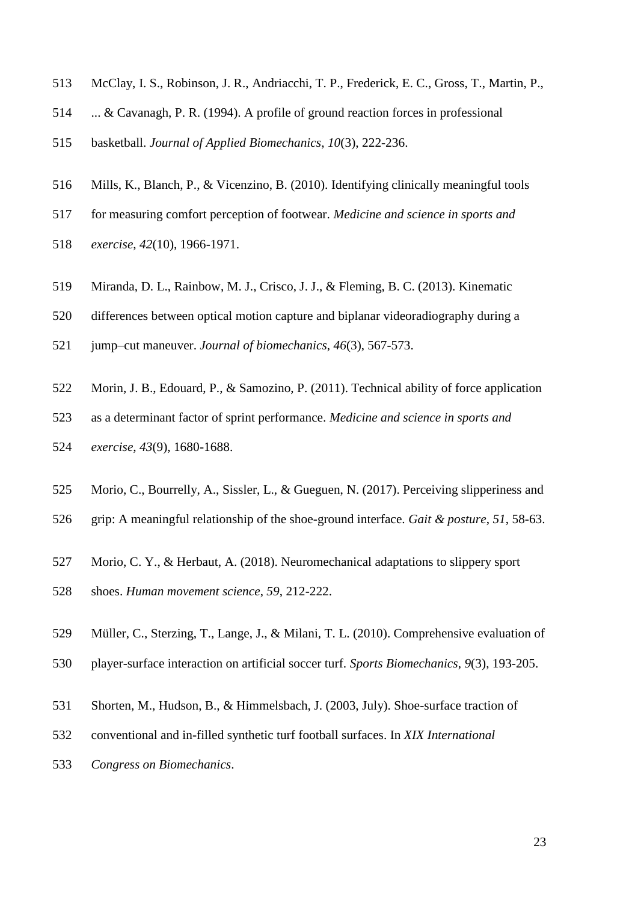513 McClay, I. S., Robinson, J. R., Andriacchi, T. P., Frederick, E. C., Gross, T., Martin, P.,
514 ... & Cavanagh, P. R. (1994). A profile of ground reaction forces in professional
515 basketball. *Journal of Applied Biomechanics*, *10*(3), 222-236.

516 Mills, K., Blanch, P., & Vicenzino, B. (2010). Identifying clinically meaningful tools
517 for measuring comfort perception of footwear. *Medicine and science in sports and*
518 *exercise*, *42*(10), 1966-1971.

519 Miranda, D. L., Rainbow, M. J., Crisco, J. J., & Fleming, B. C. (2013). Kinematic
520 differences between optical motion capture and biplanar videoradiography during a
521 jump–cut maneuver. *Journal of biomechanics*, *46*(3), 567-573.

522 Morin, J. B., Edouard, P., & Samozino, P. (2011). Technical ability of force application
523 as a determinant factor of sprint performance. *Medicine and science in sports and*
524 *exercise*, *43*(9), 1680-1688.

525 Morio, C., Bourrelly, A., Sissler, L., & Gueguen, N. (2017). Perceiving slipperiness and
526 grip: A meaningful relationship of the shoe-ground interface. *Gait & posture*, *51*, 58-63.

527 Morio, C. Y., & Herbaut, A. (2018). Neuromechanical adaptations to slippery sport
528 shoes. *Human movement science*, *59*, 212-222.

529 Müller, C., Sterzing, T., Lange, J., & Milani, T. L. (2010). Comprehensive evaluation of
530 player-surface interaction on artificial soccer turf. *Sports Biomechanics*, *9*(3), 193-205.

531 Shorten, M., Hudson, B., & Himmelsbach, J. (2003, July). Shoe-surface traction of
532 conventional and in-filled synthetic turf football surfaces. In *XIX International*
533 *Congress on Biomechanics*.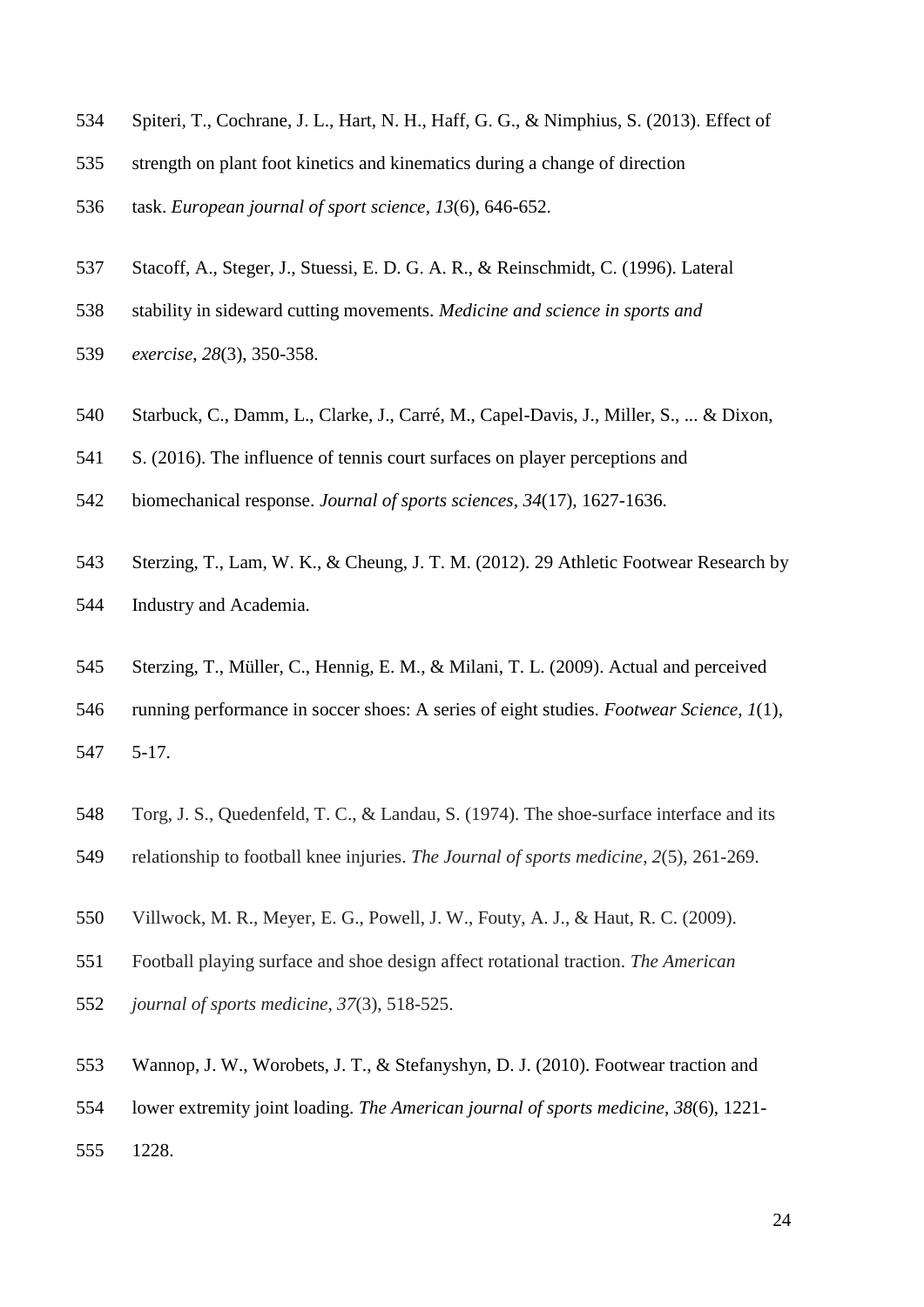Spiteri, T., Cochrane, J. L., Hart, N. H., Haff, G. G., & Nimphius, S. (2013). Effect of strength on plant foot kinetics and kinematics during a change of direction task. *European journal of sport science*, *13*(6), 646-652.

Stacoff, A., Steger, J., Stuessi, E. D. G. A. R., & Reinschmidt, C. (1996). Lateral stability in sideward cutting movements. *Medicine and science in sports and exercise*, *28*(3), 350-358.

Starbuck, C., Damm, L., Clarke, J., Carré, M., Capel-Davis, J., Miller, S., ... & Dixon, S. (2016). The influence of tennis court surfaces on player perceptions and biomechanical response. *Journal of sports sciences*, *34*(17), 1627-1636.

Sterzing, T., Lam, W. K., & Cheung, J. T. M. (2012). 29 Athletic Footwear Research by Industry and Academia.

Sterzing, T., Müller, C., Hennig, E. M., & Milani, T. L. (2009). Actual and perceived running performance in soccer shoes: A series of eight studies. *Footwear Science*, *1*(1), 5-17.

Torg, J. S., Quedenfeld, T. C., & Landau, S. (1974). The shoe-surface interface and its relationship to football knee injuries. *The Journal of sports medicine*, *2*(5), 261-269.

Villwock, M. R., Meyer, E. G., Powell, J. W., Fouty, A. J., & Haut, R. C. (2009). Football playing surface and shoe design affect rotational traction. *The American journal of sports medicine*, *37*(3), 518-525.

Wannop, J. W., Worobets, J. T., & Stefanyshyn, D. J. (2010). Footwear traction and lower extremity joint loading. *The American journal of sports medicine*, *38*(6), 1221-1228.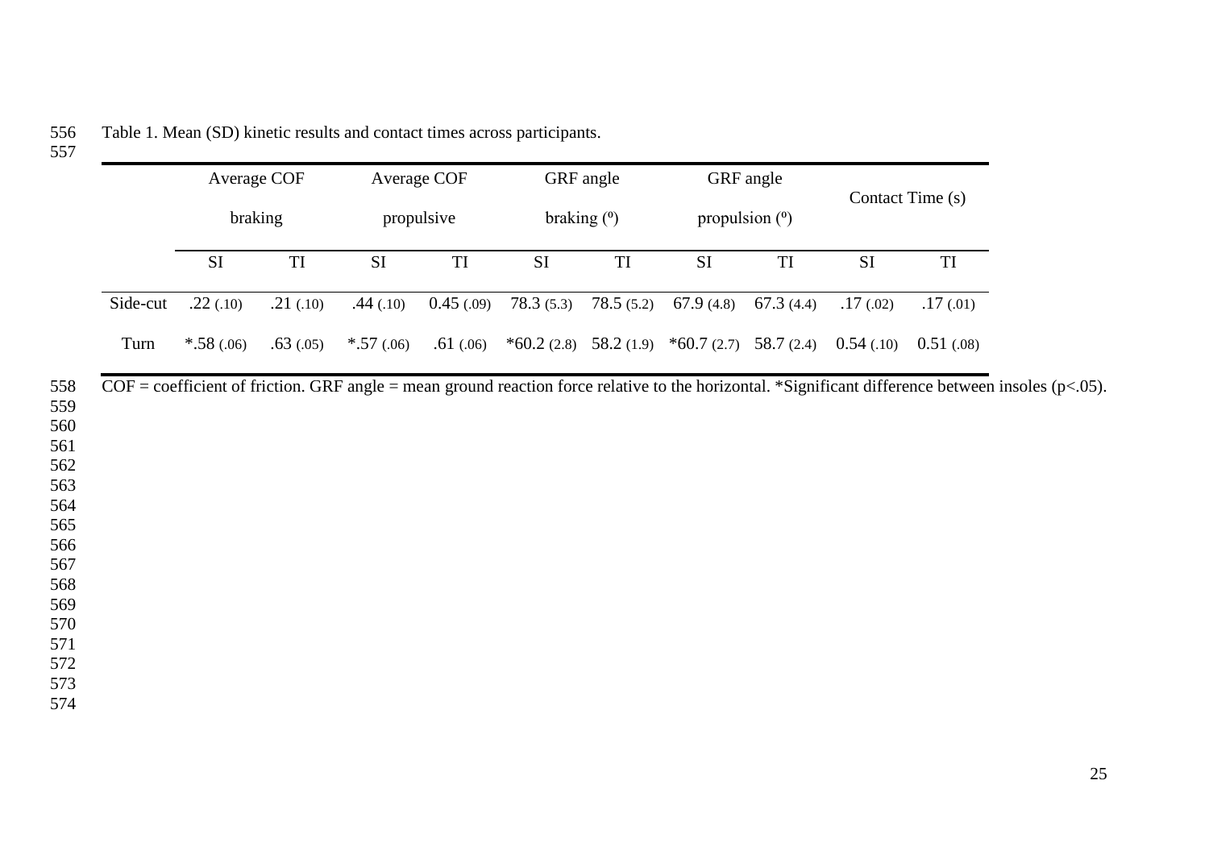Table 1. Mean (SD) kinetic results and contact times across participants.

| | Average COF braking | | Average COF propulsive | | GRF angle braking (º) | | GRF angle propulsion (º) | | Contact Time (s) | |
|---|---|---|---|---|---|---|---|---|---|---|
| | SI | TI | SI | TI | SI | TI | SI | TI | SI | TI |
| Side-cut | .22 (.10) | .21 (.10) | .44 (.10) | 0.45 (.09) | 78.3 (5.3) | 78.5 (5.2) | 67.9 (4.8) | 67.3 (4.4) | .17 (.02) | .17 (.01) |
| Turn | *.58 (.06) | .63 (.05) | *.57 (.06) | .61 (.06) | *60.2 (2.8) | 58.2 (1.9) | *60.7 (2.7) | 58.7 (2.4) | 0.54 (.10) | 0.51 (.08) |

COF = coefficient of friction. GRF angle = mean ground reaction force relative to the horizontal. *Significant difference between insoles ($p<.05$).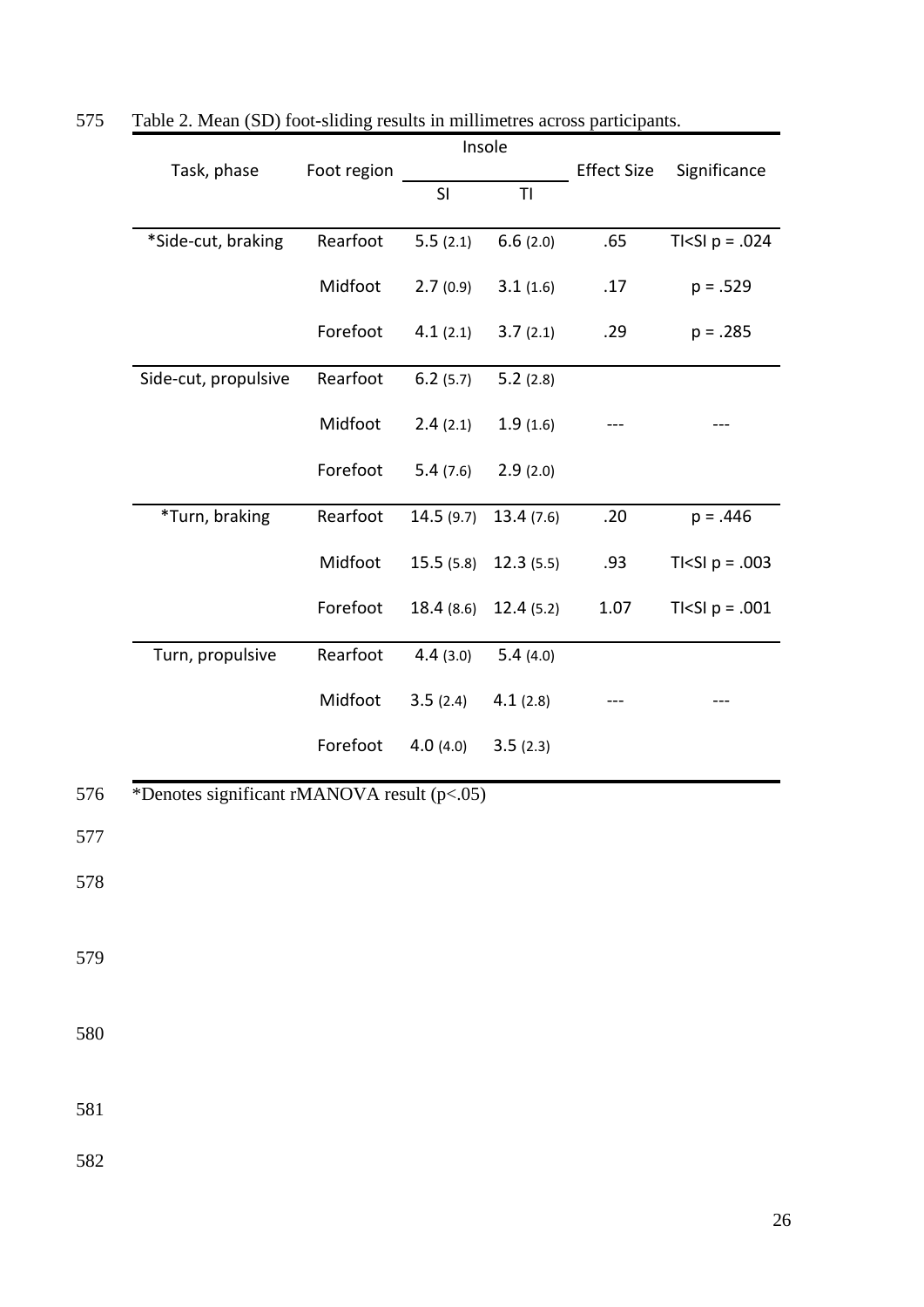Table 2. Mean (SD) foot-sliding results in millimetres across participants.

| Task, phase | Foot region | Insole | | Effect Size | Significance |
|---|---|---|---|---|---|
| | | SI | TI | | |
| *Side-cut, braking | Rearfoot | 5.5 (2.1) | 6.6 (2.0) | .65 | TI<SI p = .024 |
| | Midfoot | 2.7 (0.9) | 3.1 (1.6) | .17 | p = .529 |
| | Forefoot | 4.1 (2.1) | 3.7 (2.1) | .29 | p = .285 |
| Side-cut, propulsive | Rearfoot | 6.2 (5.7) | 5.2 (2.8) | | |
| | Midfoot | 2.4 (2.1) | 1.9 (1.6) | --- | --- |
| | Forefoot | 5.4 (7.6) | 2.9 (2.0) | | |
| *Turn, braking | Rearfoot | 14.5 (9.7) | 13.4 (7.6) | .20 | p = .446 |
| | Midfoot | 15.5 (5.8) | 12.3 (5.5) | .93 | TI<SI p = .003 |
| | Forefoot | 18.4 (8.6) | 12.4 (5.2) | 1.07 | TI<SI p = .001 |
| Turn, propulsive | Rearfoot | 4.4 (3.0) | 5.4 (4.0) | | |
| | Midfoot | 3.5 (2.4) | 4.1 (2.8) | --- | --- |
| | Forefoot | 4.0 (4.0) | 3.5 (2.3) | | |

*Denotes significant rMANOVA result (p<.05)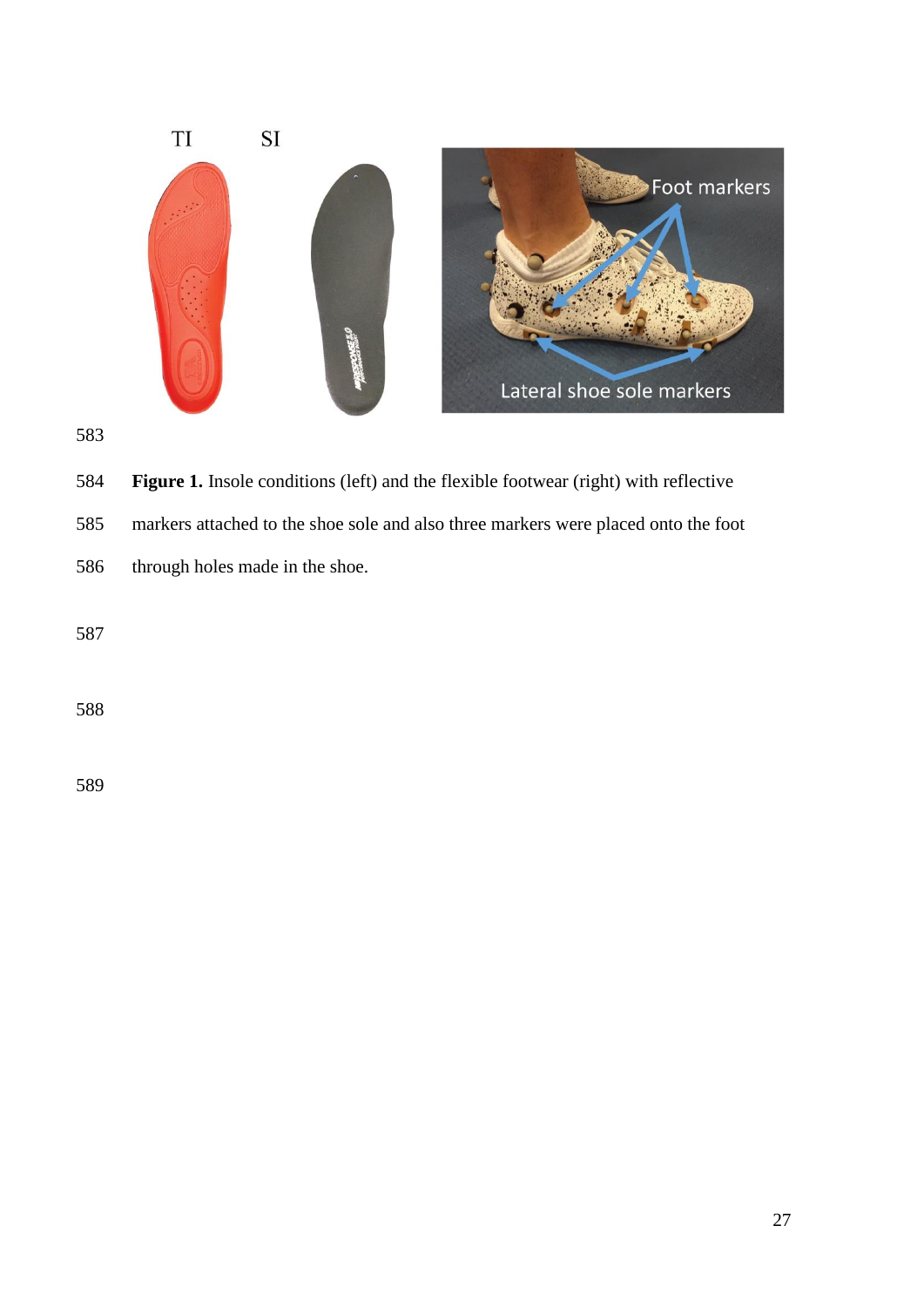**Figure 1.** Insole conditions (left) and the flexible footwear (right) with reflective markers attached to the shoe sole and also three markers were placed onto the foot through holes made in the shoe.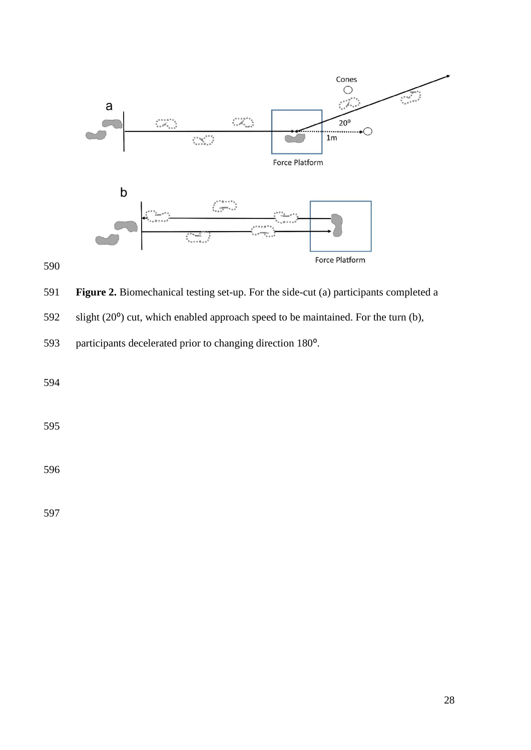**Figure 2.** Biomechanical testing set-up. For the side-cut (a) participants completed a slight (20°) cut, which enabled approach speed to be maintained. For the turn (b), participants decelerated prior to changing direction 180°.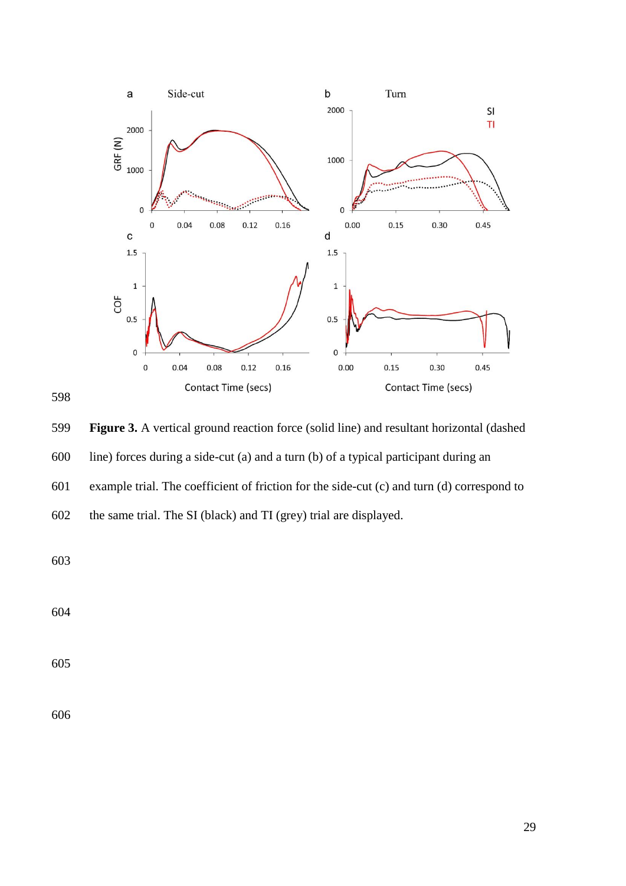**Figure 3.** A vertical ground reaction force (solid line) and resultant horizontal (dashed line) forces during a side-cut (a) and a turn (b) of a typical participant during an example trial. The coefficient of friction for the side-cut (c) and turn (d) correspond to the same trial. The SI (black) and TI (grey) trial are displayed.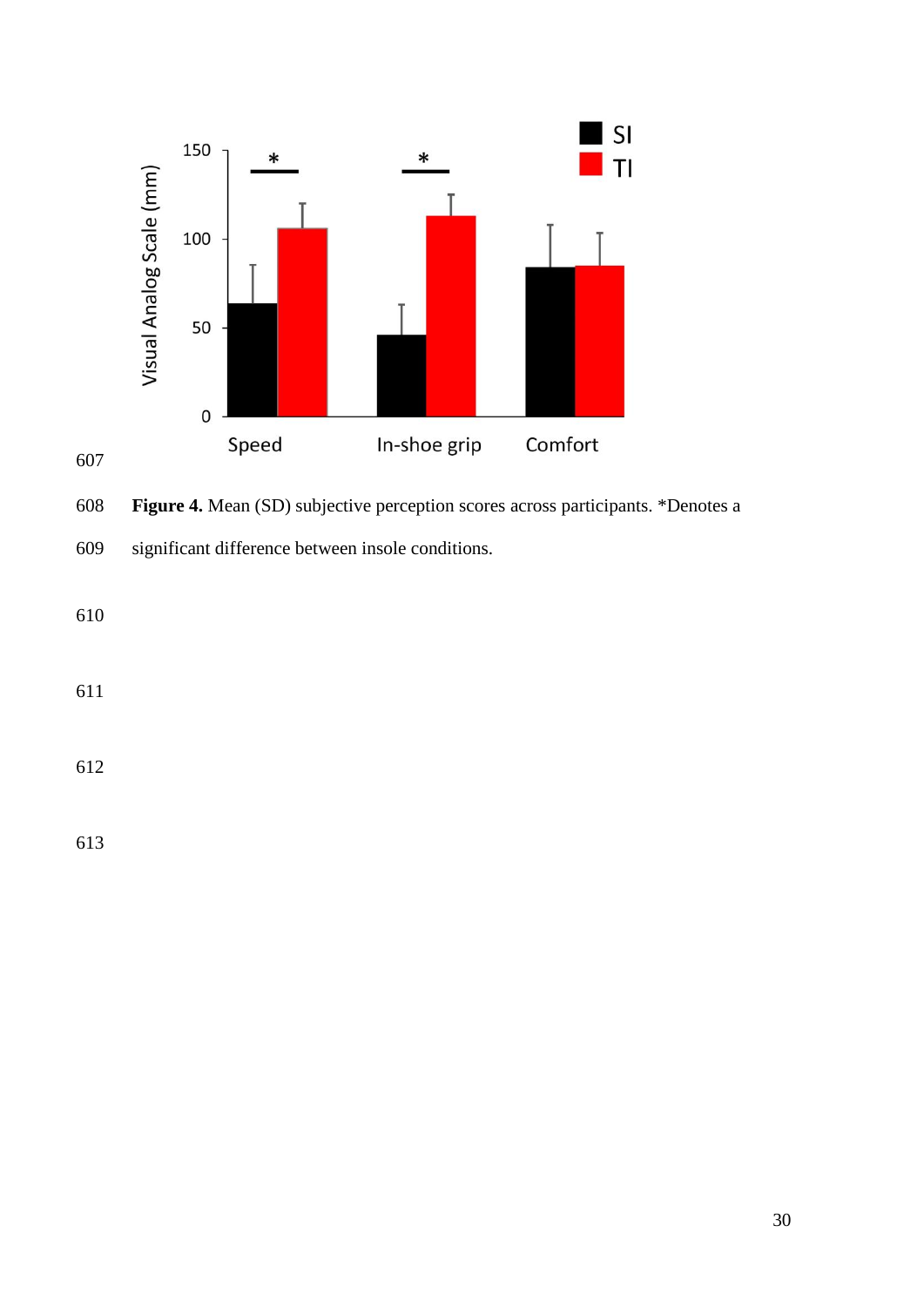**Figure 4.** Mean (SD) subjective perception scores across participants. *Denotes a significant difference between insole conditions.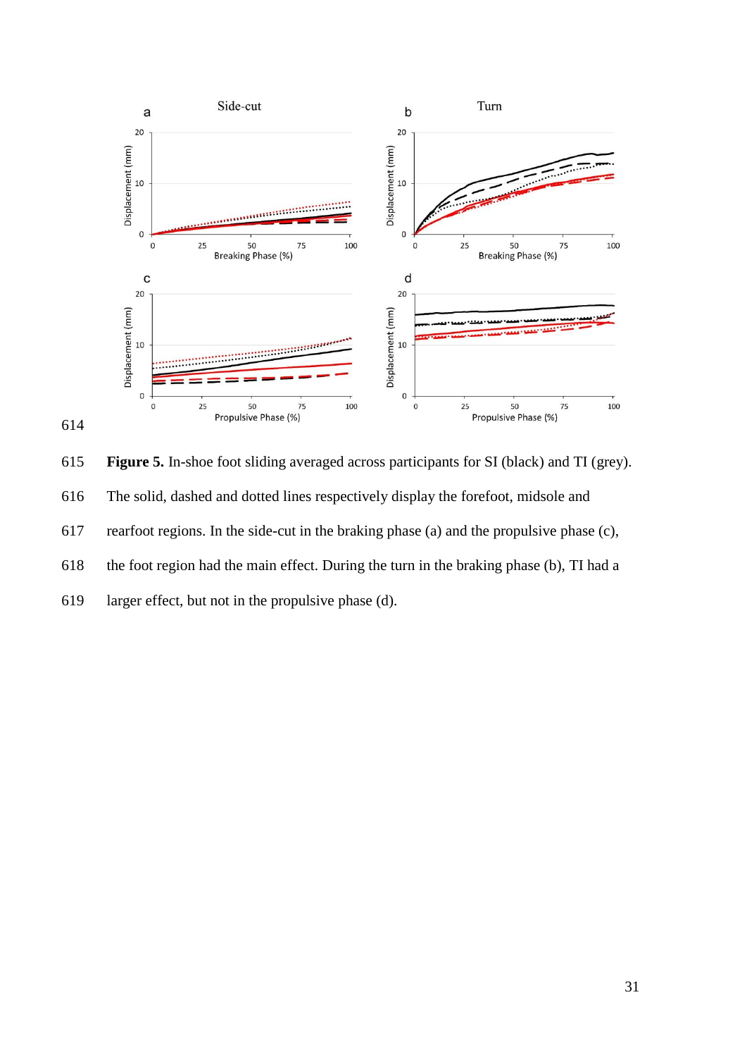a

Side-cut

20

10

0

Displacement (mm)

0 25 50 75 100

Breaking Phase (%)

b

Turn

20

10

0

Displacement (mm)

0 25 50 75 100

Breaking Phase (%)

c

20

10

0

Displacement (mm)

0 25 50 75 100

Propulsive Phase (%)

d

20

10

0

Displacement (mm)

0 25 50 75 100

Propulsive Phase (%)

614

615 **Figure 5.** In-shoe foot sliding averaged across participants for SI (black) and TI (grey).

616 The solid, dashed and dotted lines respectively display the forefoot, midsole and

617 rearfoot regions. In the side-cut in the braking phase (a) and the propulsive phase (c),

618 the foot region had the main effect. During the turn in the braking phase (b), TI had a

619 larger effect, but not in the propulsive phase (d).